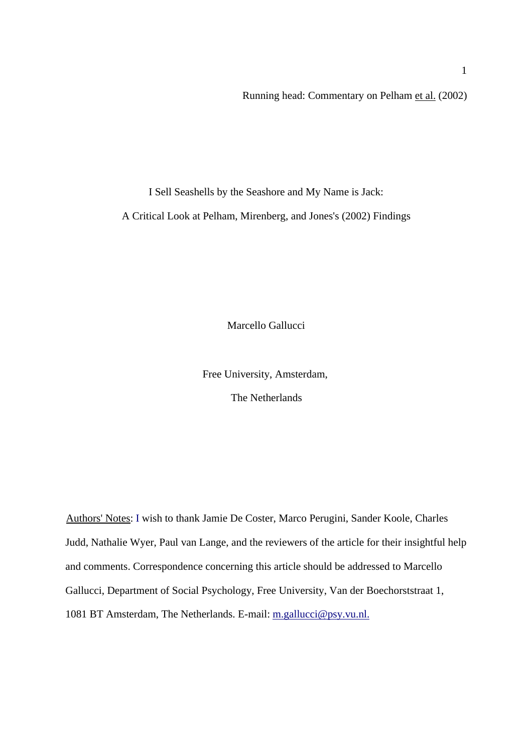# I Sell Seashells by the Seashore and My Name is Jack:

## A Critical Look at Pelham, Mirenberg, and Jones's (2002) Findings

Marcello Gallucci

Free University, Amsterdam,

The Netherlands

Authors' Notes: I wish to thank Jamie De Coster, Marco Perugini, Sander Koole, Charles Judd, Nathalie Wyer, Paul van Lange, and the reviewers of the article for their insightful help and comments. Correspondence concerning this article should be addressed to Marcello Gallucci, Department of Social Psychology, Free University, Van der Boechorststraat 1, 1081 BT Amsterdam, The Netherlands. E-mail: m.gallucci@psy.vu.nl.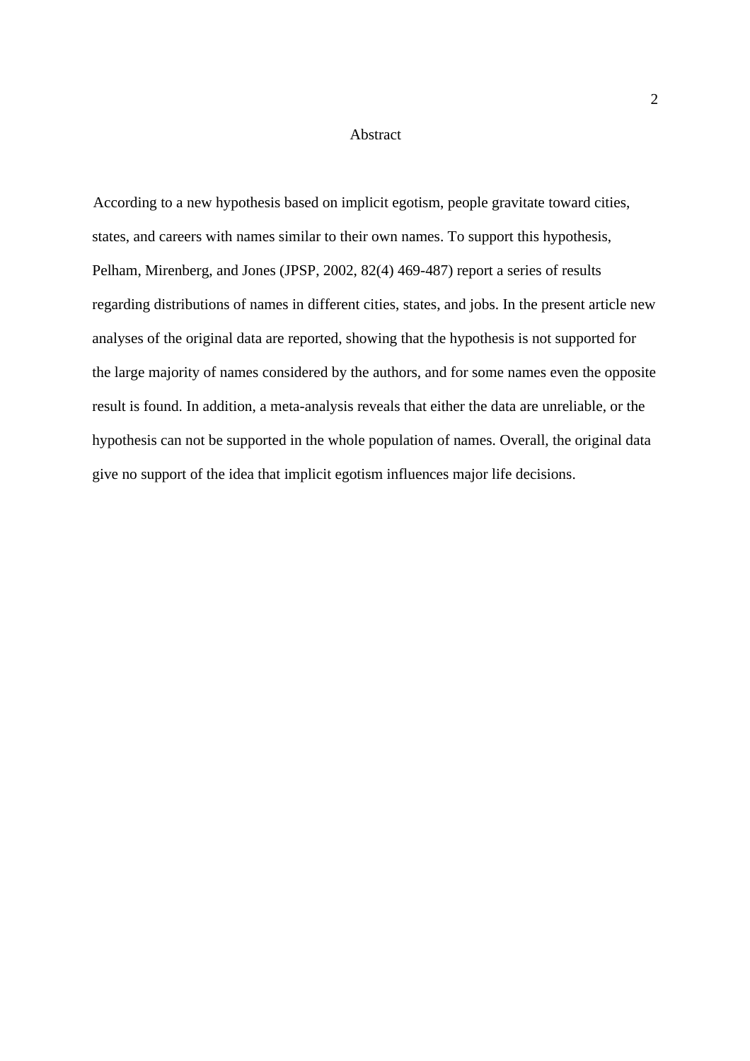## Abstract

According to a new hypothesis based on implicit egotism, people gravitate toward cities, states, and careers with names similar to their own names. To support this hypothesis, Pelham, Mirenberg, and Jones (JPSP, 2002, 82(4) 469-487) report a series of results regarding distributions of names in different cities, states, and jobs. In the present article new analyses of the original data are reported, showing that the hypothesis is not supported for the large majority of names considered by the authors, and for some names even the opposite result is found. In addition, a meta-analysis reveals that either the data are unreliable, or the hypothesis can not be supported in the whole population of names. Overall, the original data give no support of the idea that implicit egotism influences major life decisions.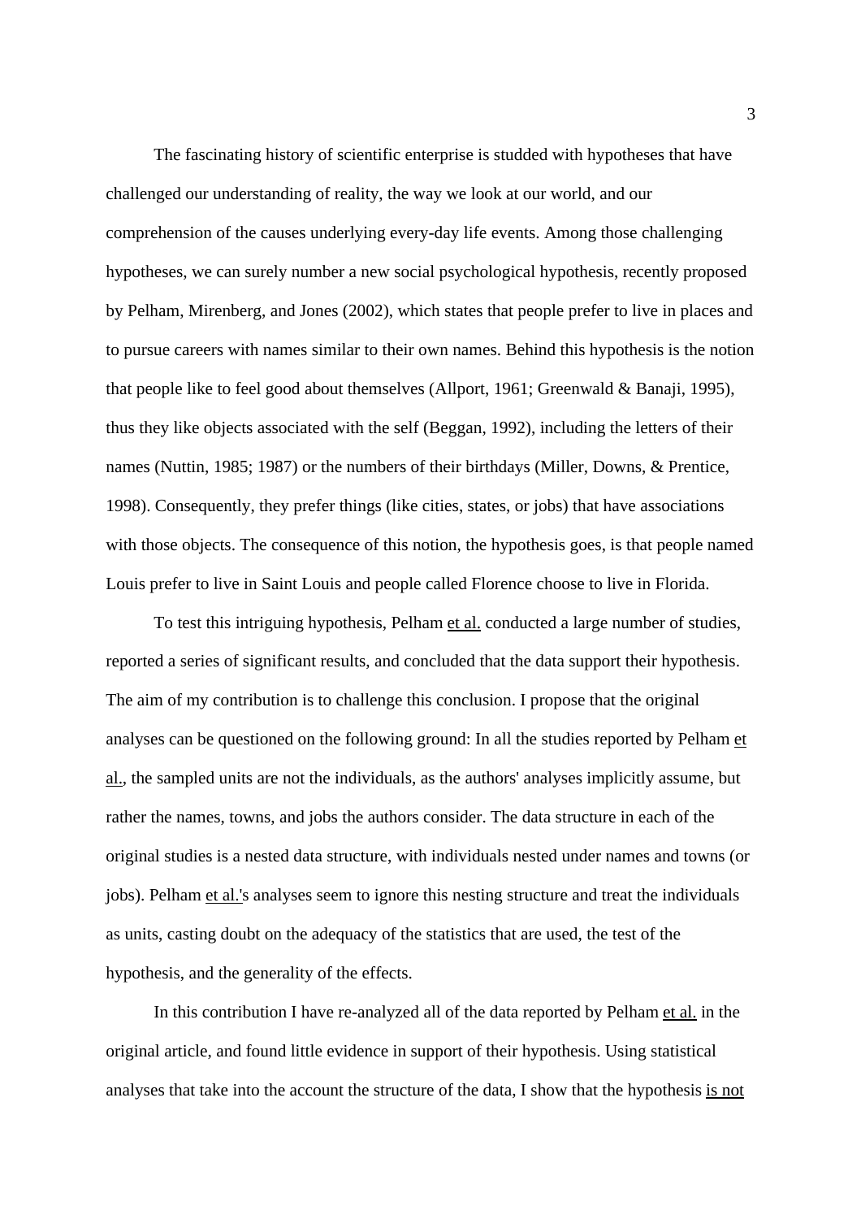The fascinating history of scientific enterprise is studded with hypotheses that have challenged our understanding of reality, the way we look at our world, and our comprehension of the causes underlying every-day life events. Among those challenging hypotheses, we can surely number a new social psychological hypothesis, recently proposed by Pelham, Mirenberg, and Jones (2002), which states that people prefer to live in places and to pursue careers with names similar to their own names. Behind this hypothesis is the notion that people like to feel good about themselves (Allport, 1961; Greenwald & Banaji, 1995), thus they like objects associated with the self (Beggan, 1992), including the letters of their names (Nuttin, 1985; 1987) or the numbers of their birthdays (Miller, Downs, & Prentice, 1998). Consequently, they prefer things (like cities, states, or jobs) that have associations with those objects. The consequence of this notion, the hypothesis goes, is that people named Louis prefer to live in Saint Louis and people called Florence choose to live in Florida.

To test this intriguing hypothesis, Pelham et al. conducted a large number of studies, reported a series of significant results, and concluded that the data support their hypothesis. The aim of my contribution is to challenge this conclusion. I propose that the original analyses can be questioned on the following ground: In all the studies reported by Pelham et al., the sampled units are not the individuals, as the authors' analyses implicitly assume, but rather the names, towns, and jobs the authors consider. The data structure in each of the original studies is a nested data structure, with individuals nested under names and towns (or jobs). Pelham et al.'s analyses seem to ignore this nesting structure and treat the individuals as units, casting doubt on the adequacy of the statistics that are used, the test of the hypothesis, and the generality of the effects.

In this contribution I have re-analyzed all of the data reported by Pelham et al. in the original article, and found little evidence in support of their hypothesis. Using statistical analyses that take into the account the structure of the data, I show that the hypothesis is not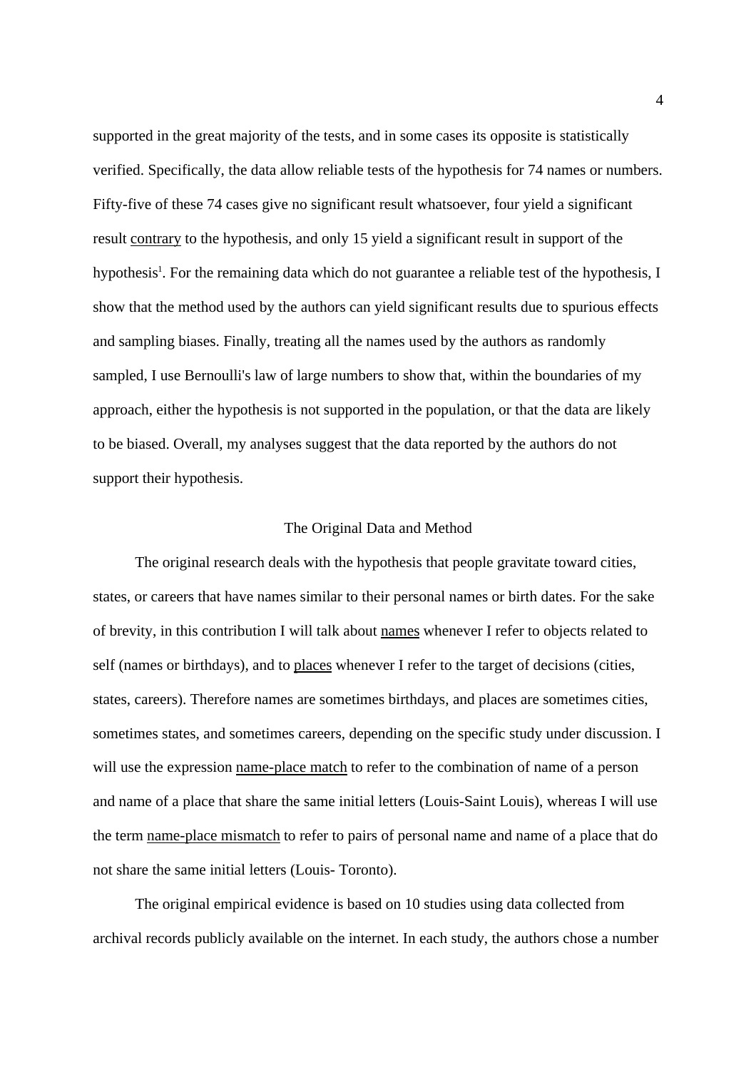supported in the great majority of the tests, and in some cases its opposite is statistically verified. Specifically, the data allow reliable tests of the hypothesis for 74 names or numbers. Fifty-five of these 74 cases give no significant result whatsoever, four yield a significant result contrary to the hypothesis, and only 15 yield a significant result in support of the hypothesis[1]. For the remaining data which do not guarantee a reliable test of the hypothesis, I show that the method used by the authors can yield significant results due to spurious effects and sampling biases. Finally, treating all the names used by the authors as randomly sampled, I use Bernoulli's law of large numbers to show that, within the boundaries of my approach, either the hypothesis is not supported in the population, or that the data are likely to be biased. Overall, my analyses suggest that the data reported by the authors do not support their hypothesis.

## The Original Data and Method

The original research deals with the hypothesis that people gravitate toward cities, states, or careers that have names similar to their personal names or birth dates. For the sake of brevity, in this contribution I will talk about names whenever I refer to objects related to self (names or birthdays), and to places whenever I refer to the target of decisions (cities, states, careers). Therefore names are sometimes birthdays, and places are sometimes cities, sometimes states, and sometimes careers, depending on the specific study under discussion. I will use the expression name-place match to refer to the combination of name of a person and name of a place that share the same initial letters (Louis-Saint Louis), whereas I will use the term name-place mismatch to refer to pairs of personal name and name of a place that do not share the same initial letters (Louis- Toronto).

The original empirical evidence is based on 10 studies using data collected from archival records publicly available on the internet. In each study, the authors chose a number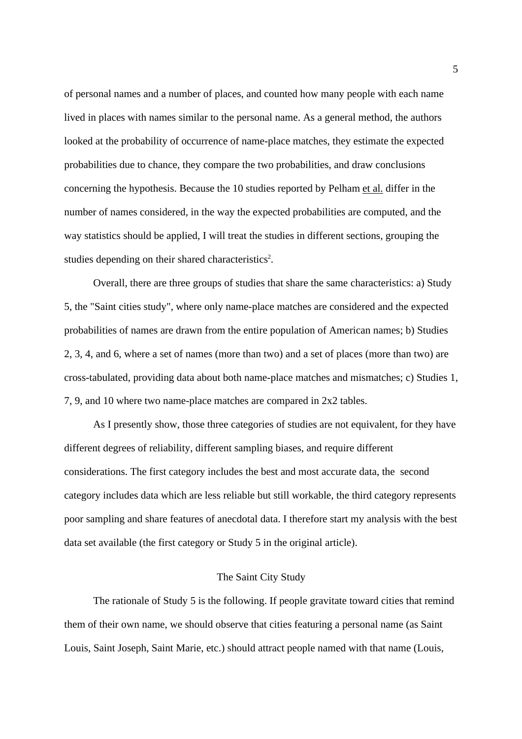of personal names and a number of places, and counted how many people with each name lived in places with names similar to the personal name. As a general method, the authors looked at the probability of occurrence of name-place matches, they estimate the expected probabilities due to chance, they compare the two probabilities, and draw conclusions concerning the hypothesis. Because the 10 studies reported by Pelham et al. differ in the number of names considered, in the way the expected probabilities are computed, and the way statistics should be applied, I will treat the studies in different sections, grouping the studies depending on their shared characteristics[2].

Overall, there are three groups of studies that share the same characteristics: a) Study 5, the "Saint cities study", where only name-place matches are considered and the expected probabilities of names are drawn from the entire population of American names; b) Studies 2, 3, 4, and 6, where a set of names (more than two) and a set of places (more than two) are cross-tabulated, providing data about both name-place matches and mismatches; c) Studies 1, 7, 9, and 10 where two name-place matches are compared in 2x2 tables.

As I presently show, those three categories of studies are not equivalent, for they have different degrees of reliability, different sampling biases, and require different considerations. The first category includes the best and most accurate data, the second category includes data which are less reliable but still workable, the third category represents poor sampling and share features of anecdotal data. I therefore start my analysis with the best data set available (the first category or Study 5 in the original article).

## The Saint City Study

The rationale of Study 5 is the following. If people gravitate toward cities that remind them of their own name, we should observe that cities featuring a personal name (as Saint Louis, Saint Joseph, Saint Marie, etc.) should attract people named with that name (Louis,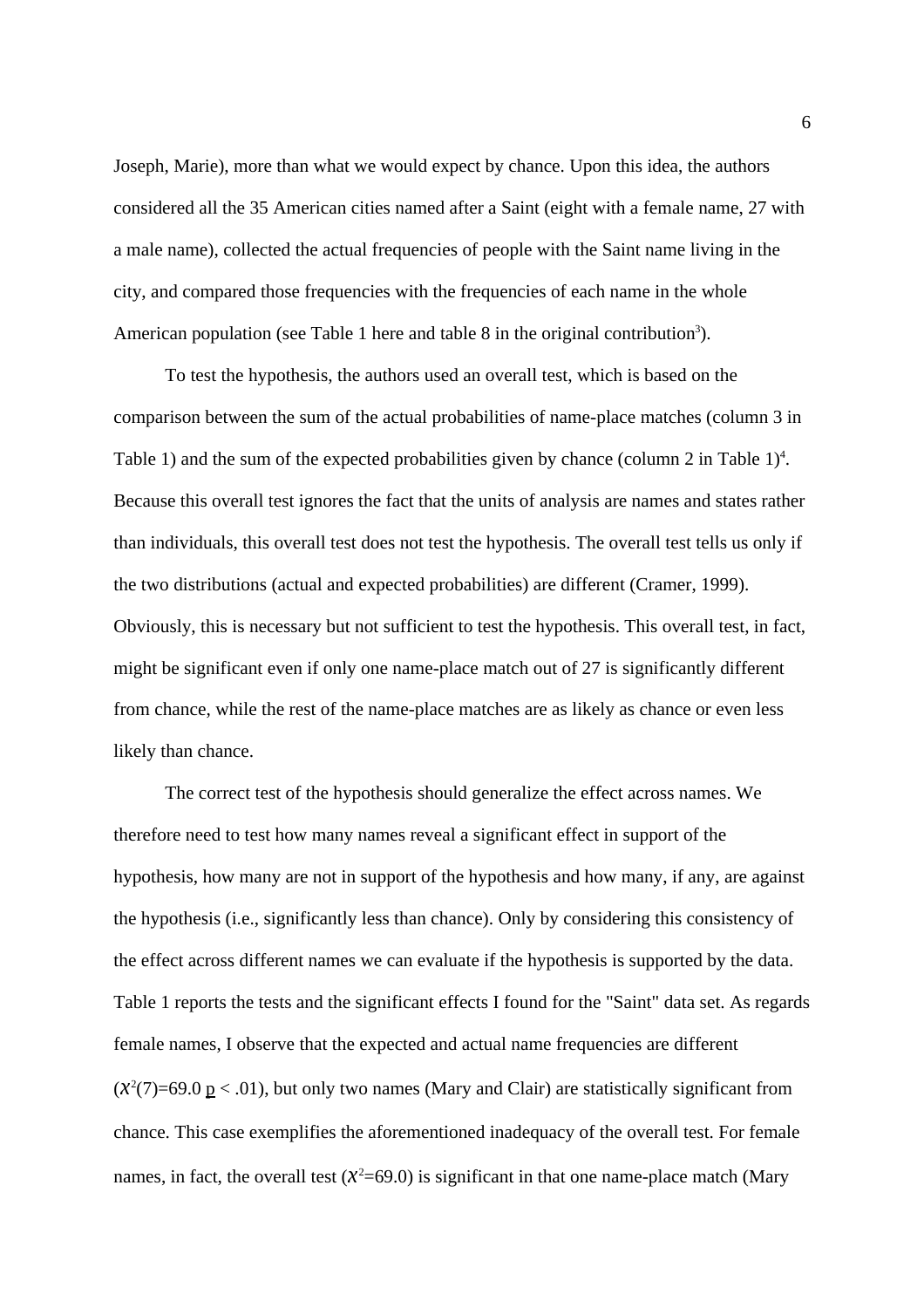Joseph, Marie), more than what we would expect by chance. Upon this idea, the authors considered all the 35 American cities named after a Saint (eight with a female name, 27 with a male name), collected the actual frequencies of people with the Saint name living in the city, and compared those frequencies with the frequencies of each name in the whole American population (see Table 1 here and table 8 in the original contribution[3]).

To test the hypothesis, the authors used an overall test, which is based on the comparison between the sum of the actual probabilities of name-place matches (column 3 in Table 1) and the sum of the expected probabilities given by chance (column 2 in Table 1)[4]. Because this overall test ignores the fact that the units of analysis are names and states rather than individuals, this overall test does not test the hypothesis. The overall test tells us only if the two distributions (actual and expected probabilities) are different (Cramer, 1999). Obviously, this is necessary but not sufficient to test the hypothesis. This overall test, in fact, might be significant even if only one name-place match out of 27 is significantly different from chance, while the rest of the name-place matches are as likely as chance or even less likely than chance.

The correct test of the hypothesis should generalize the effect across names. We therefore need to test how many names reveal a significant effect in support of the hypothesis, how many are not in support of the hypothesis and how many, if any, are against the hypothesis (i.e., significantly less than chance). Only by considering this consistency of the effect across different names we can evaluate if the hypothesis is supported by the data. Table 1 reports the tests and the significant effects I found for the "Saint" data set. As regards female names, I observe that the expected and actual name frequencies are different ($\chi^2(7)=69.0$ $p < .01$), but only two names (Mary and Clair) are statistically significant from chance. This case exemplifies the aforementioned inadequacy of the overall test. For female names, in fact, the overall test ($\chi^2=69.0$) is significant in that one name-place match (Mary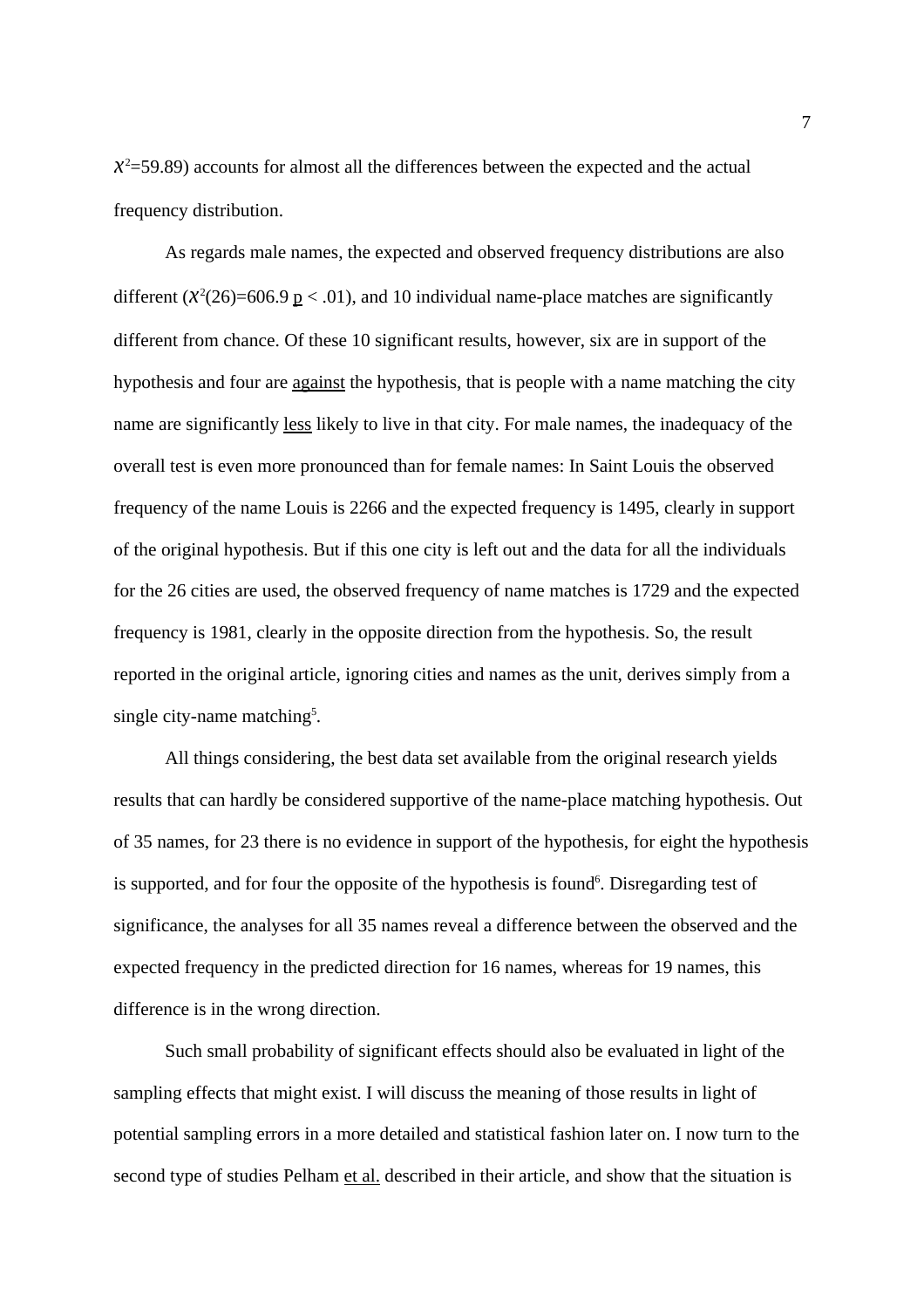$\chi^2$=59.89) accounts for almost all the differences between the expected and the actual frequency distribution.

As regards male names, the expected and observed frequency distributions are also different ($\chi^2(26)=606.9$ $p < .01$), and 10 individual name-place matches are significantly different from chance. Of these 10 significant results, however, six are in support of the hypothesis and four are against the hypothesis, that is people with a name matching the city name are significantly less likely to live in that city. For male names, the inadequacy of the overall test is even more pronounced than for female names: In Saint Louis the observed frequency of the name Louis is 2266 and the expected frequency is 1495, clearly in support of the original hypothesis. But if this one city is left out and the data for all the individuals for the 26 cities are used, the observed frequency of name matches is 1729 and the expected frequency is 1981, clearly in the opposite direction from the hypothesis. So, the result reported in the original article, ignoring cities and names as the unit, derives simply from a single city-name matching[5].

All things considering, the best data set available from the original research yields results that can hardly be considered supportive of the name-place matching hypothesis. Out of 35 names, for 23 there is no evidence in support of the hypothesis, for eight the hypothesis is supported, and for four the opposite of the hypothesis is found[6]. Disregarding test of significance, the analyses for all 35 names reveal a difference between the observed and the expected frequency in the predicted direction for 16 names, whereas for 19 names, this difference is in the wrong direction.

Such small probability of significant effects should also be evaluated in light of the sampling effects that might exist. I will discuss the meaning of those results in light of potential sampling errors in a more detailed and statistical fashion later on. I now turn to the second type of studies Pelham et al. described in their article, and show that the situation is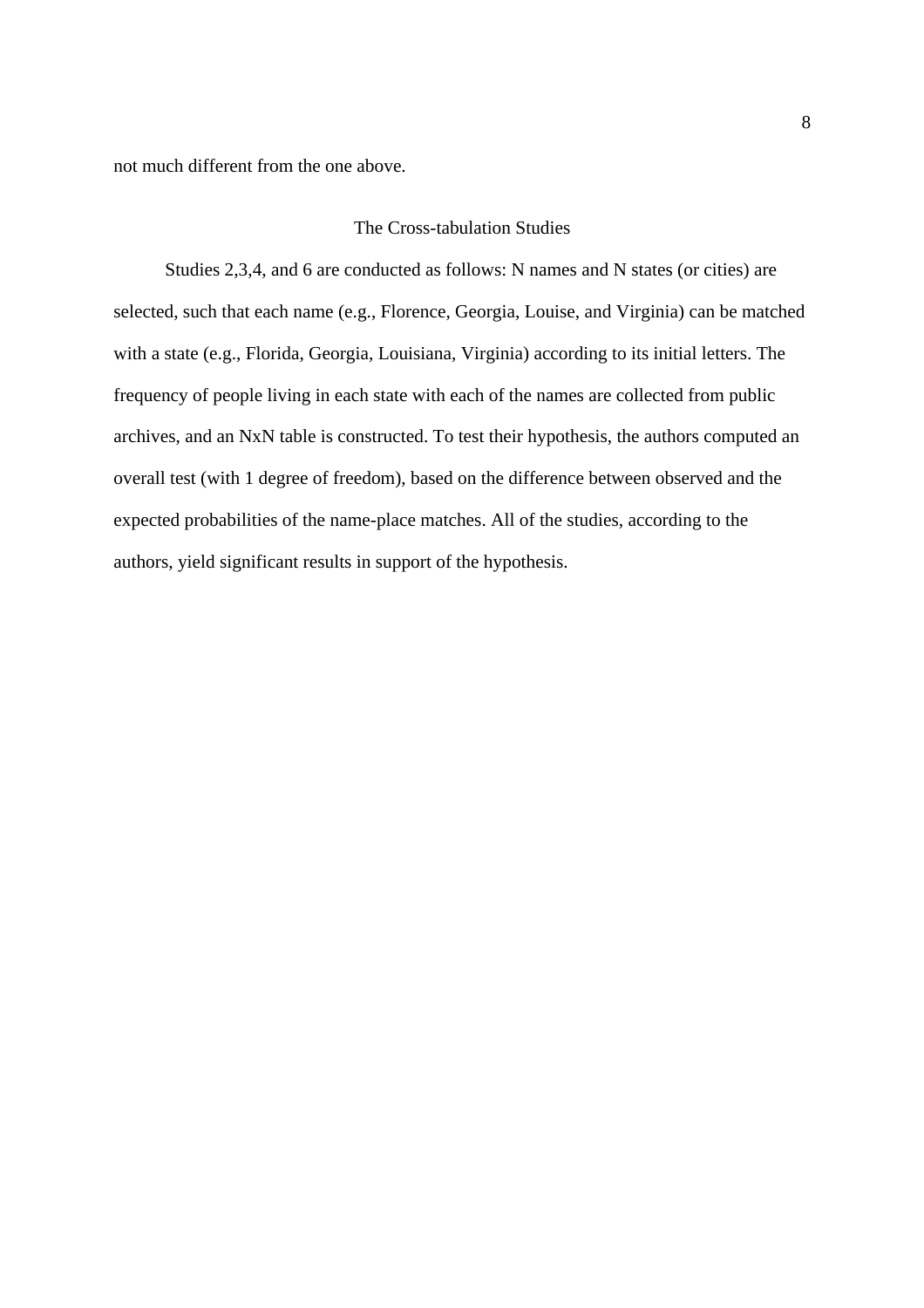not much different from the one above.

## The Cross-tabulation Studies

Studies 2,3,4, and 6 are conducted as follows: N names and N states (or cities) are selected, such that each name (e.g., Florence, Georgia, Louise, and Virginia) can be matched with a state (e.g., Florida, Georgia, Louisiana, Virginia) according to its initial letters. The frequency of people living in each state with each of the names are collected from public archives, and an NxN table is constructed. To test their hypothesis, the authors computed an overall test (with 1 degree of freedom), based on the difference between observed and the expected probabilities of the name-place matches. All of the studies, according to the authors, yield significant results in support of the hypothesis.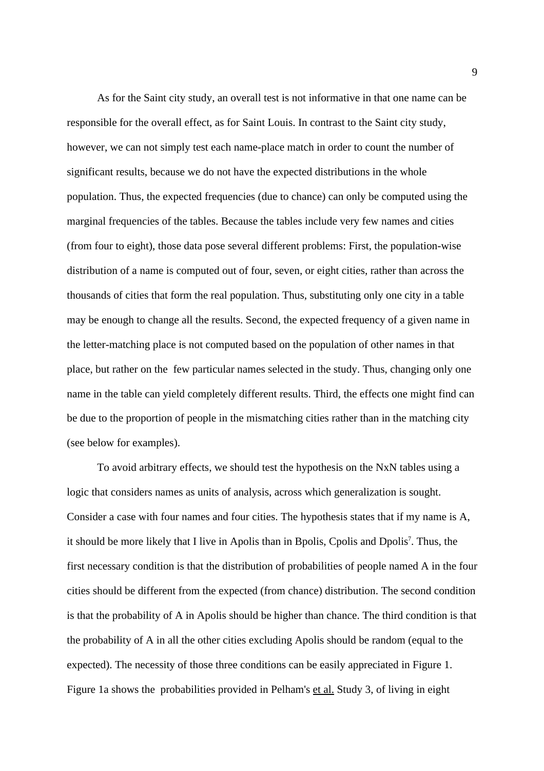As for the Saint city study, an overall test is not informative in that one name can be responsible for the overall effect, as for Saint Louis. In contrast to the Saint city study, however, we can not simply test each name-place match in order to count the number of significant results, because we do not have the expected distributions in the whole population. Thus, the expected frequencies (due to chance) can only be computed using the marginal frequencies of the tables. Because the tables include very few names and cities (from four to eight), those data pose several different problems: First, the population-wise distribution of a name is computed out of four, seven, or eight cities, rather than across the thousands of cities that form the real population. Thus, substituting only one city in a table may be enough to change all the results. Second, the expected frequency of a given name in the letter-matching place is not computed based on the population of other names in that place, but rather on the few particular names selected in the study. Thus, changing only one name in the table can yield completely different results. Third, the effects one might find can be due to the proportion of people in the mismatching cities rather than in the matching city (see below for examples).

To avoid arbitrary effects, we should test the hypothesis on the NxN tables using a logic that considers names as units of analysis, across which generalization is sought. Consider a case with four names and four cities. The hypothesis states that if my name is A, it should be more likely that I live in Apolis than in Bpolis, Cpolis and Dpolis[7]. Thus, the first necessary condition is that the distribution of probabilities of people named A in the four cities should be different from the expected (from chance) distribution. The second condition is that the probability of A in Apolis should be higher than chance. The third condition is that the probability of A in all the other cities excluding Apolis should be random (equal to the expected). The necessity of those three conditions can be easily appreciated in Figure 1. Figure 1a shows the probabilities provided in Pelham's et al. Study 3, of living in eight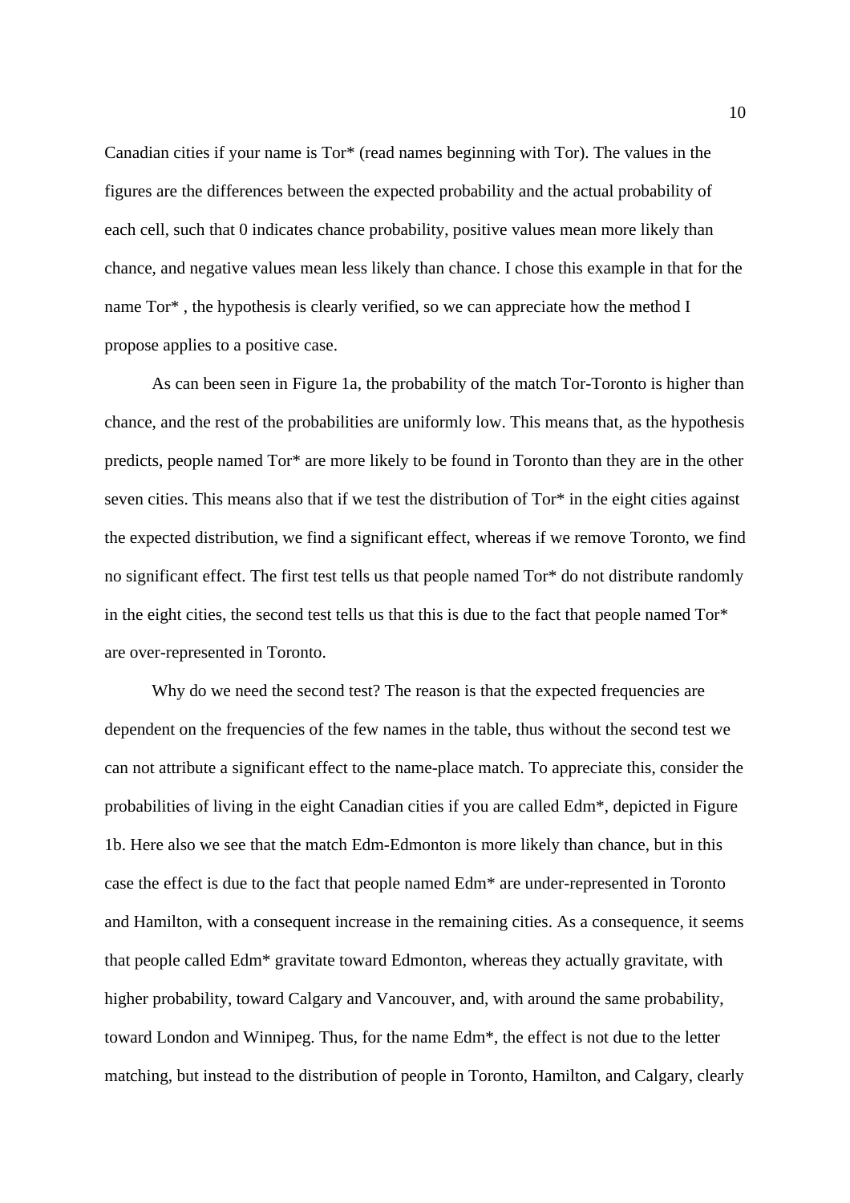Canadian cities if your name is Tor* (read names beginning with Tor). The values in the figures are the differences between the expected probability and the actual probability of each cell, such that 0 indicates chance probability, positive values mean more likely than chance, and negative values mean less likely than chance. I chose this example in that for the name Tor* , the hypothesis is clearly verified, so we can appreciate how the method I propose applies to a positive case.

As can been seen in Figure 1a, the probability of the match Tor-Toronto is higher than chance, and the rest of the probabilities are uniformly low. This means that, as the hypothesis predicts, people named Tor* are more likely to be found in Toronto than they are in the other seven cities. This means also that if we test the distribution of Tor* in the eight cities against the expected distribution, we find a significant effect, whereas if we remove Toronto, we find no significant effect. The first test tells us that people named Tor* do not distribute randomly in the eight cities, the second test tells us that this is due to the fact that people named Tor* are over-represented in Toronto.

Why do we need the second test? The reason is that the expected frequencies are dependent on the frequencies of the few names in the table, thus without the second test we can not attribute a significant effect to the name-place match. To appreciate this, consider the probabilities of living in the eight Canadian cities if you are called Edm*, depicted in Figure 1b. Here also we see that the match Edm-Edmonton is more likely than chance, but in this case the effect is due to the fact that people named Edm* are under-represented in Toronto and Hamilton, with a consequent increase in the remaining cities. As a consequence, it seems that people called Edm* gravitate toward Edmonton, whereas they actually gravitate, with higher probability, toward Calgary and Vancouver, and, with around the same probability, toward London and Winnipeg. Thus, for the name Edm*, the effect is not due to the letter matching, but instead to the distribution of people in Toronto, Hamilton, and Calgary, clearly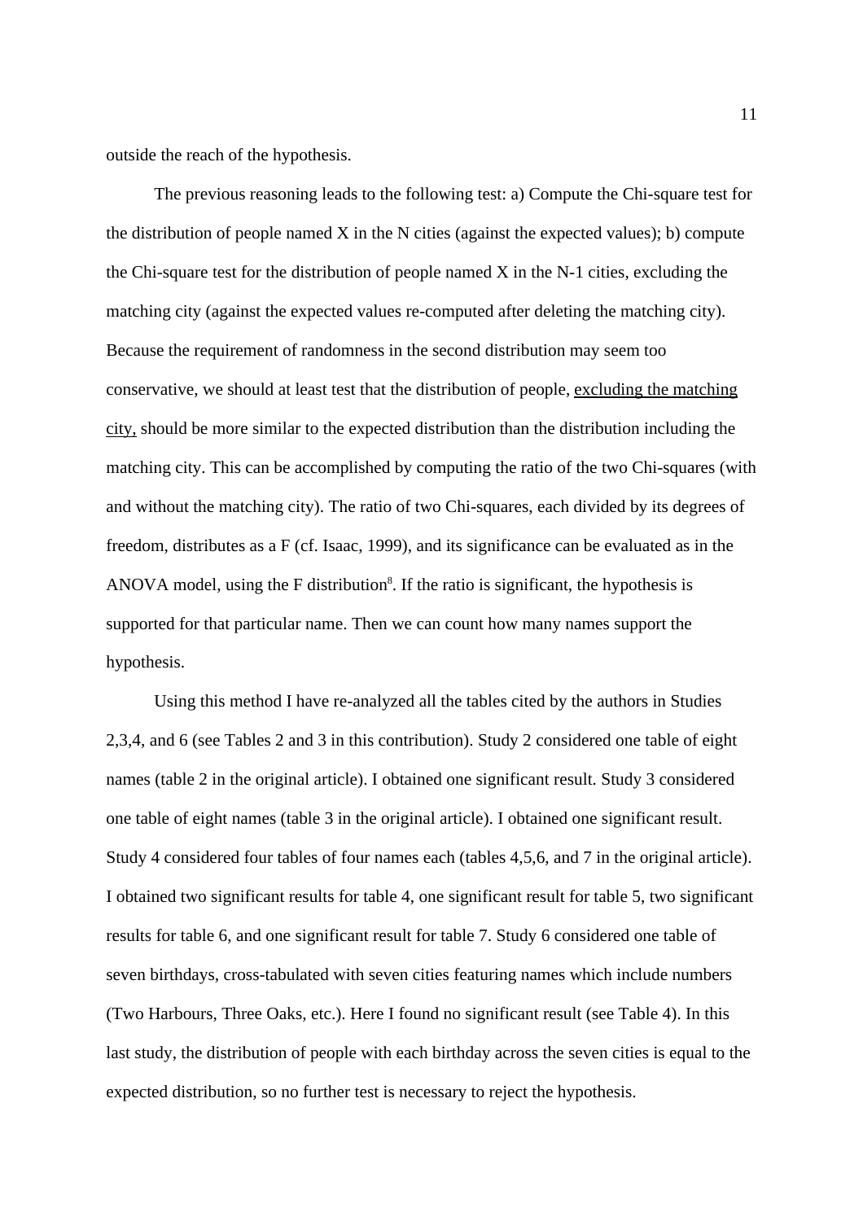outside the reach of the hypothesis.

The previous reasoning leads to the following test: a) Compute the Chi-square test for the distribution of people named X in the N cities (against the expected values); b) compute the Chi-square test for the distribution of people named X in the N-1 cities, excluding the matching city (against the expected values re-computed after deleting the matching city). Because the requirement of randomness in the second distribution may seem too conservative, we should at least test that the distribution of people, <u>excluding the matching city,</u> should be more similar to the expected distribution than the distribution including the matching city. This can be accomplished by computing the ratio of the two Chi-squares (with and without the matching city). The ratio of two Chi-squares, each divided by its degrees of freedom, distributes as a F (cf. Isaac, 1999), and its significance can be evaluated as in the ANOVA model, using the F distribution[8]. If the ratio is significant, the hypothesis is supported for that particular name. Then we can count how many names support the hypothesis.

Using this method I have re-analyzed all the tables cited by the authors in Studies 2,3,4, and 6 (see Tables 2 and 3 in this contribution). Study 2 considered one table of eight names (table 2 in the original article). I obtained one significant result. Study 3 considered one table of eight names (table 3 in the original article). I obtained one significant result. Study 4 considered four tables of four names each (tables 4,5,6, and 7 in the original article). I obtained two significant results for table 4, one significant result for table 5, two significant results for table 6, and one significant result for table 7. Study 6 considered one table of seven birthdays, cross-tabulated with seven cities featuring names which include numbers (Two Harbours, Three Oaks, etc.). Here I found no significant result (see Table 4). In this last study, the distribution of people with each birthday across the seven cities is equal to the expected distribution, so no further test is necessary to reject the hypothesis.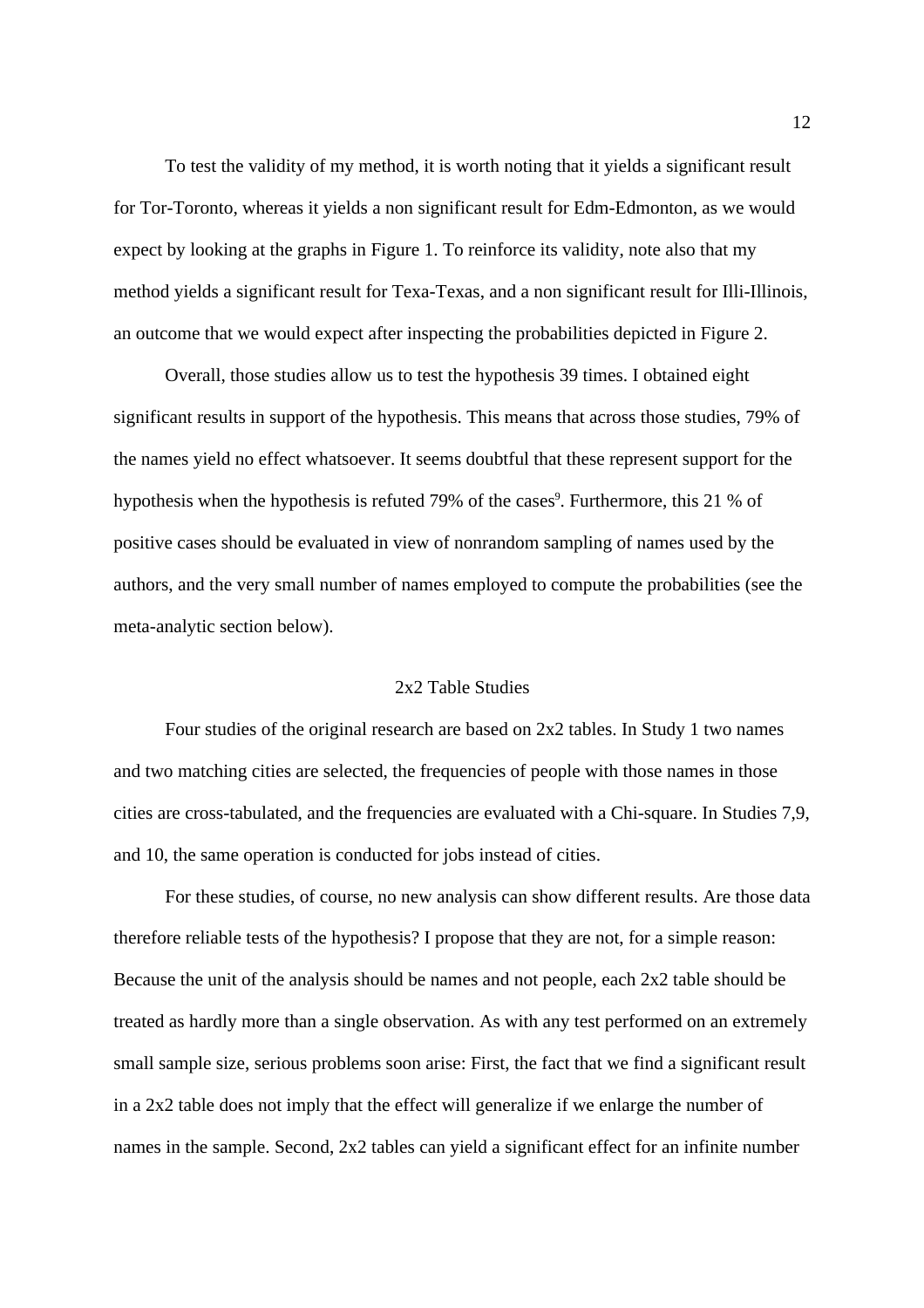To test the validity of my method, it is worth noting that it yields a significant result for Tor-Toronto, whereas it yields a non significant result for Edm-Edmonton, as we would expect by looking at the graphs in Figure 1. To reinforce its validity, note also that my method yields a significant result for Texa-Texas, and a non significant result for Illi-Illinois, an outcome that we would expect after inspecting the probabilities depicted in Figure 2.

Overall, those studies allow us to test the hypothesis 39 times. I obtained eight significant results in support of the hypothesis. This means that across those studies, 79% of the names yield no effect whatsoever. It seems doubtful that these represent support for the hypothesis when the hypothesis is refuted 79% of the cases[9]. Furthermore, this 21 % of positive cases should be evaluated in view of nonrandom sampling of names used by the authors, and the very small number of names employed to compute the probabilities (see the meta-analytic section below).

## 2x2 Table Studies

Four studies of the original research are based on 2x2 tables. In Study 1 two names and two matching cities are selected, the frequencies of people with those names in those cities are cross-tabulated, and the frequencies are evaluated with a Chi-square. In Studies 7,9, and 10, the same operation is conducted for jobs instead of cities.

For these studies, of course, no new analysis can show different results. Are those data therefore reliable tests of the hypothesis? I propose that they are not, for a simple reason: Because the unit of the analysis should be names and not people, each 2x2 table should be treated as hardly more than a single observation. As with any test performed on an extremely small sample size, serious problems soon arise: First, the fact that we find a significant result in a 2x2 table does not imply that the effect will generalize if we enlarge the number of names in the sample. Second, 2x2 tables can yield a significant effect for an infinite number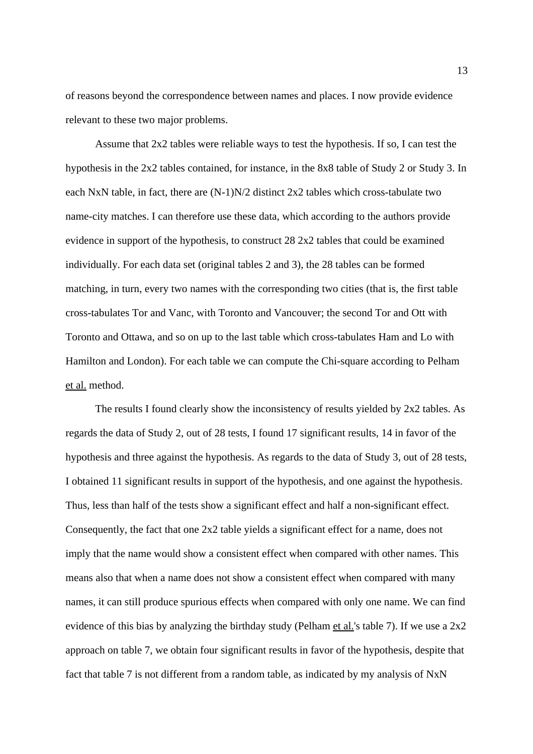of reasons beyond the correspondence between names and places. I now provide evidence relevant to these two major problems.

Assume that 2x2 tables were reliable ways to test the hypothesis. If so, I can test the hypothesis in the 2x2 tables contained, for instance, in the 8x8 table of Study 2 or Study 3. In each NxN table, in fact, there are (N-1)N/2 distinct 2x2 tables which cross-tabulate two name-city matches. I can therefore use these data, which according to the authors provide evidence in support of the hypothesis, to construct 28 2x2 tables that could be examined individually. For each data set (original tables 2 and 3), the 28 tables can be formed matching, in turn, every two names with the corresponding two cities (that is, the first table cross-tabulates Tor and Vanc, with Toronto and Vancouver; the second Tor and Ott with Toronto and Ottawa, and so on up to the last table which cross-tabulates Ham and Lo with Hamilton and London). For each table we can compute the Chi-square according to Pelham et al. method.

The results I found clearly show the inconsistency of results yielded by 2x2 tables. As regards the data of Study 2, out of 28 tests, I found 17 significant results, 14 in favor of the hypothesis and three against the hypothesis. As regards to the data of Study 3, out of 28 tests, I obtained 11 significant results in support of the hypothesis, and one against the hypothesis. Thus, less than half of the tests show a significant effect and half a non-significant effect. Consequently, the fact that one 2x2 table yields a significant effect for a name, does not imply that the name would show a consistent effect when compared with other names. This means also that when a name does not show a consistent effect when compared with many names, it can still produce spurious effects when compared with only one name. We can find evidence of this bias by analyzing the birthday study (Pelham et al.'s table 7). If we use a 2x2 approach on table 7, we obtain four significant results in favor of the hypothesis, despite that fact that table 7 is not different from a random table, as indicated by my analysis of NxN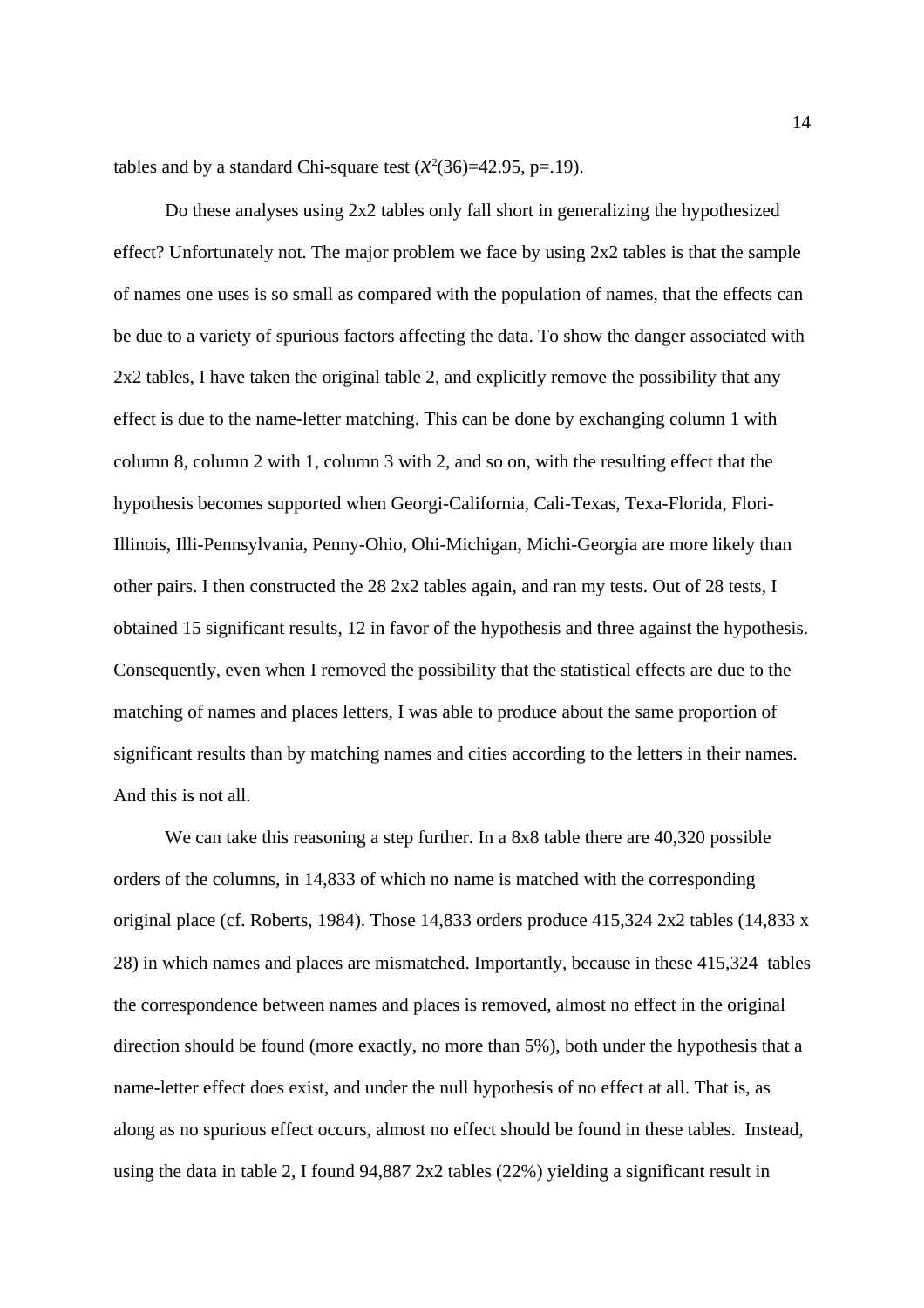tables and by a standard Chi-square test ($X^2(36)=42.95$, $p=.19$).

Do these analyses using 2x2 tables only fall short in generalizing the hypothesized effect? Unfortunately not. The major problem we face by using 2x2 tables is that the sample of names one uses is so small as compared with the population of names, that the effects can be due to a variety of spurious factors affecting the data. To show the danger associated with 2x2 tables, I have taken the original table 2, and explicitly remove the possibility that any effect is due to the name-letter matching. This can be done by exchanging column 1 with column 8, column 2 with 1, column 3 with 2, and so on, with the resulting effect that the hypothesis becomes supported when Georgi-California, Cali-Texas, Texa-Florida, Flori-Illinois, Illi-Pennsylvania, Penny-Ohio, Ohi-Michigan, Michi-Georgia are more likely than other pairs. I then constructed the 28 2x2 tables again, and ran my tests. Out of 28 tests, I obtained 15 significant results, 12 in favor of the hypothesis and three against the hypothesis. Consequently, even when I removed the possibility that the statistical effects are due to the matching of names and places letters, I was able to produce about the same proportion of significant results than by matching names and cities according to the letters in their names. And this is not all.

We can take this reasoning a step further. In a 8x8 table there are 40,320 possible orders of the columns, in 14,833 of which no name is matched with the corresponding original place (cf. Roberts, 1984). Those 14,833 orders produce 415,324 2x2 tables (14,833 x 28) in which names and places are mismatched. Importantly, because in these 415,324 tables the correspondence between names and places is removed, almost no effect in the original direction should be found (more exactly, no more than 5%), both under the hypothesis that a name-letter effect does exist, and under the null hypothesis of no effect at all. That is, as along as no spurious effect occurs, almost no effect should be found in these tables. Instead, using the data in table 2, I found 94,887 2x2 tables (22%) yielding a significant result in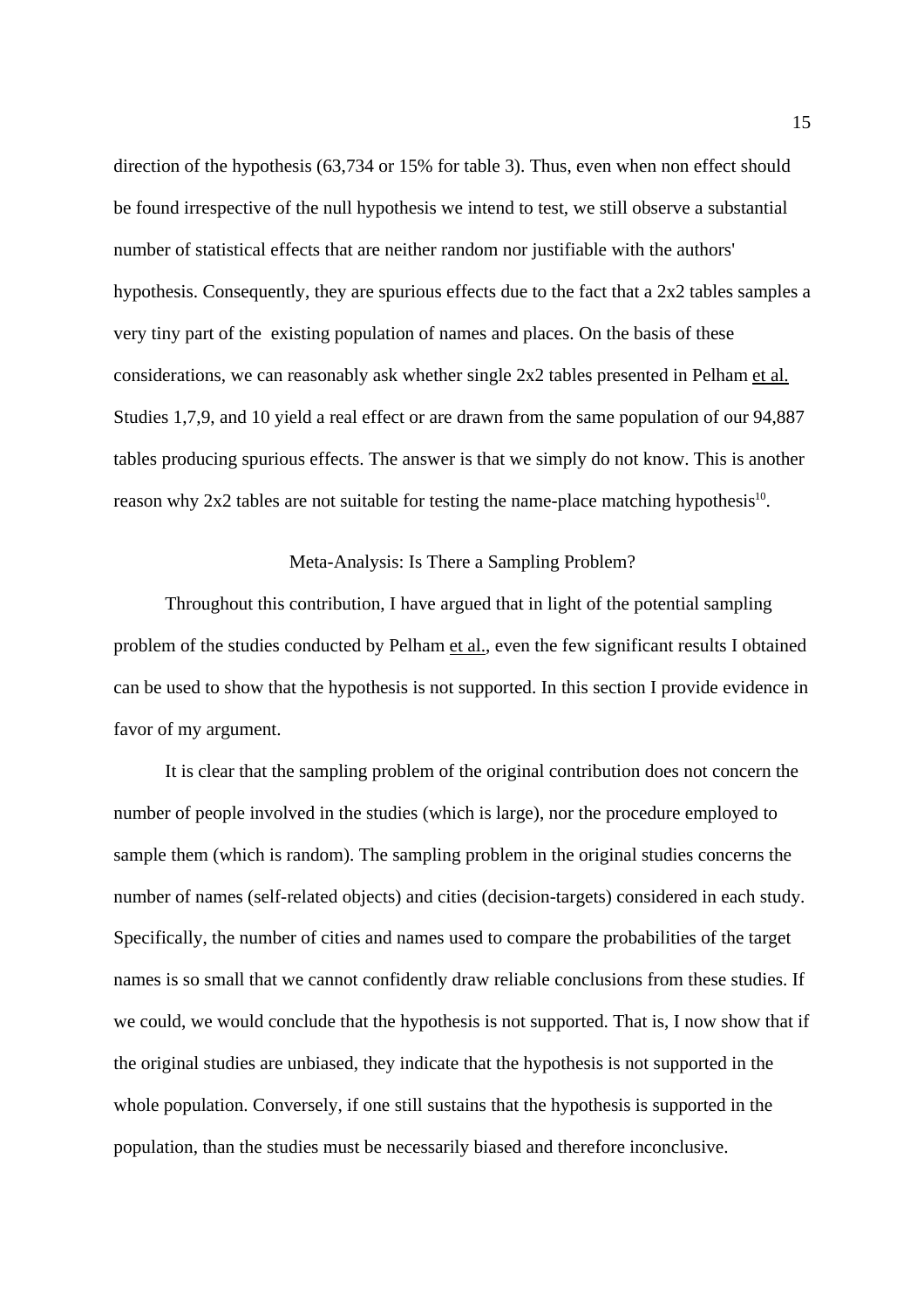direction of the hypothesis (63,734 or 15% for table 3). Thus, even when non effect should be found irrespective of the null hypothesis we intend to test, we still observe a substantial number of statistical effects that are neither random nor justifiable with the authors' hypothesis. Consequently, they are spurious effects due to the fact that a 2x2 tables samples a very tiny part of the existing population of names and places. On the basis of these considerations, we can reasonably ask whether single 2x2 tables presented in Pelham et al. Studies 1,7,9, and 10 yield a real effect or are drawn from the same population of our 94,887 tables producing spurious effects. The answer is that we simply do not know. This is another reason why 2x2 tables are not suitable for testing the name-place matching hypothesis[10].

## Meta-Analysis: Is There a Sampling Problem?

Throughout this contribution, I have argued that in light of the potential sampling problem of the studies conducted by Pelham et al., even the few significant results I obtained can be used to show that the hypothesis is not supported. In this section I provide evidence in favor of my argument.

It is clear that the sampling problem of the original contribution does not concern the number of people involved in the studies (which is large), nor the procedure employed to sample them (which is random). The sampling problem in the original studies concerns the number of names (self-related objects) and cities (decision-targets) considered in each study. Specifically, the number of cities and names used to compare the probabilities of the target names is so small that we cannot confidently draw reliable conclusions from these studies. If we could, we would conclude that the hypothesis is not supported. That is, I now show that if the original studies are unbiased, they indicate that the hypothesis is not supported in the whole population. Conversely, if one still sustains that the hypothesis is supported in the population, than the studies must be necessarily biased and therefore inconclusive.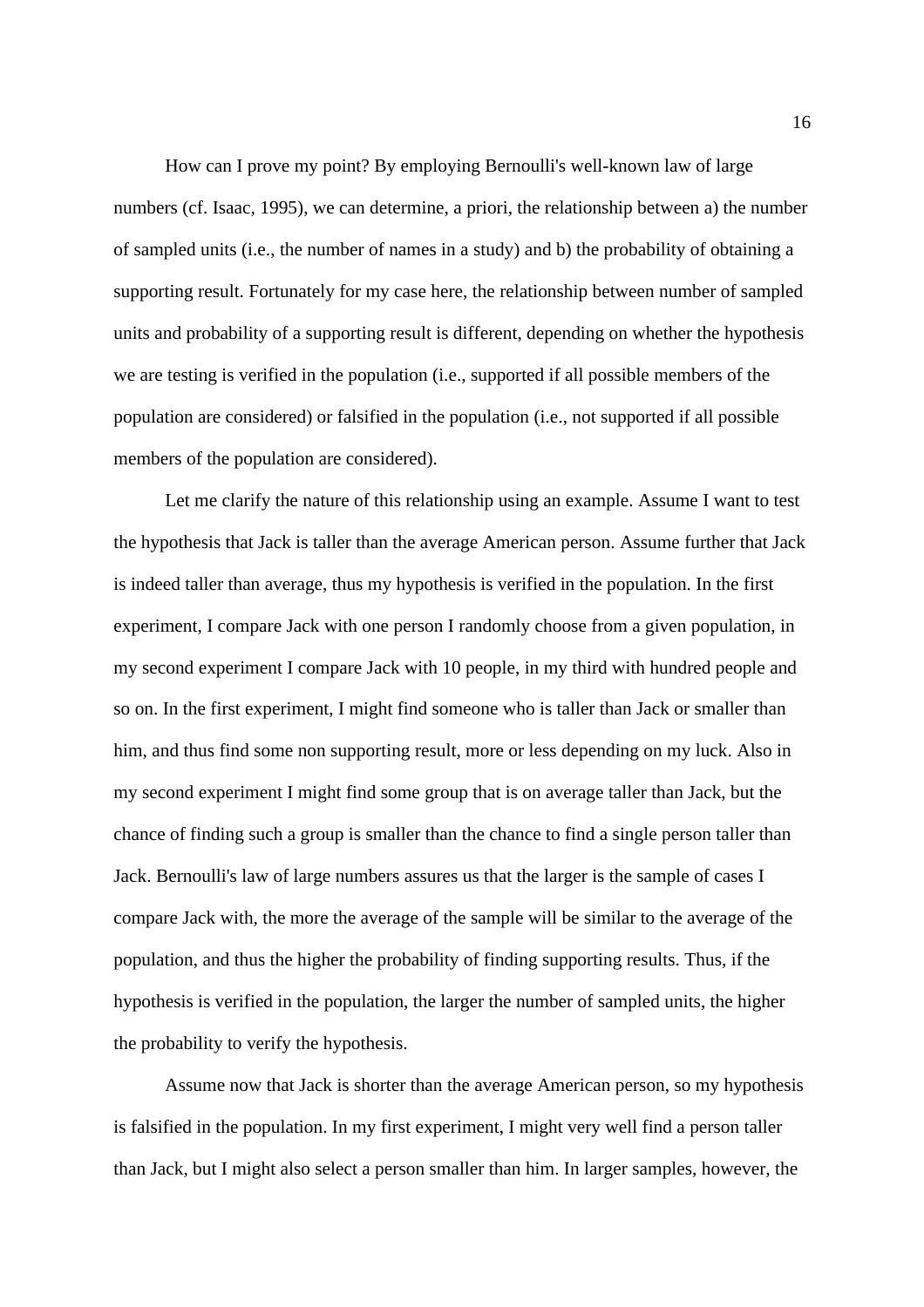How can I prove my point? By employing Bernoulli's well-known law of large numbers (cf. Isaac, 1995), we can determine, a priori, the relationship between a) the number of sampled units (i.e., the number of names in a study) and b) the probability of obtaining a supporting result. Fortunately for my case here, the relationship between number of sampled units and probability of a supporting result is different, depending on whether the hypothesis we are testing is verified in the population (i.e., supported if all possible members of the population are considered) or falsified in the population (i.e., not supported if all possible members of the population are considered).

Let me clarify the nature of this relationship using an example. Assume I want to test the hypothesis that Jack is taller than the average American person. Assume further that Jack is indeed taller than average, thus my hypothesis is verified in the population. In the first experiment, I compare Jack with one person I randomly choose from a given population, in my second experiment I compare Jack with 10 people, in my third with hundred people and so on. In the first experiment, I might find someone who is taller than Jack or smaller than him, and thus find some non supporting result, more or less depending on my luck. Also in my second experiment I might find some group that is on average taller than Jack, but the chance of finding such a group is smaller than the chance to find a single person taller than Jack. Bernoulli's law of large numbers assures us that the larger is the sample of cases I compare Jack with, the more the average of the sample will be similar to the average of the population, and thus the higher the probability of finding supporting results. Thus, if the hypothesis is verified in the population, the larger the number of sampled units, the higher the probability to verify the hypothesis.

Assume now that Jack is shorter than the average American person, so my hypothesis is falsified in the population. In my first experiment, I might very well find a person taller than Jack, but I might also select a person smaller than him. In larger samples, however, the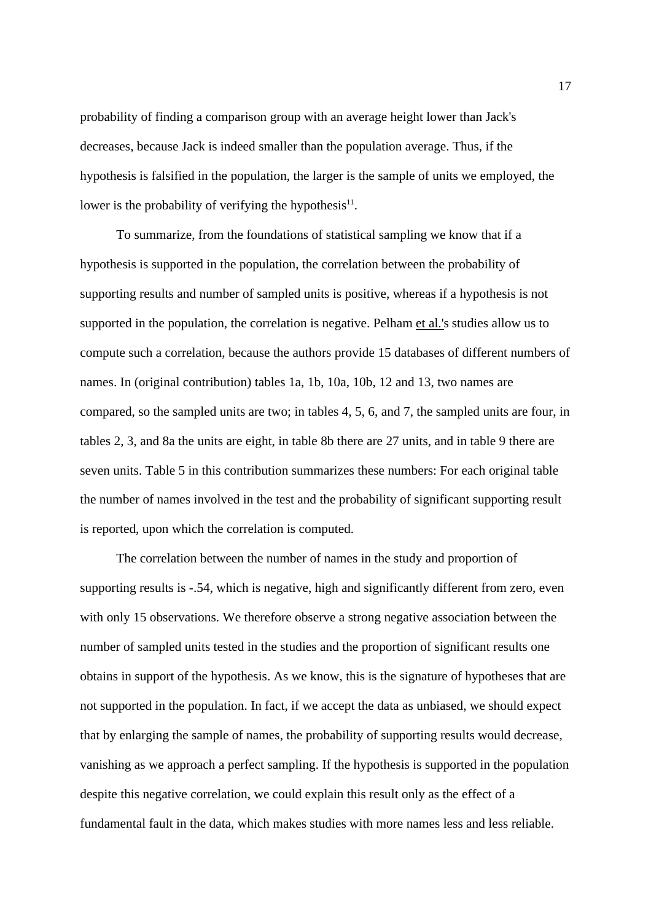probability of finding a comparison group with an average height lower than Jack's decreases, because Jack is indeed smaller than the population average. Thus, if the hypothesis is falsified in the population, the larger is the sample of units we employed, the lower is the probability of verifying the hypothesis[11].

To summarize, from the foundations of statistical sampling we know that if a hypothesis is supported in the population, the correlation between the probability of supporting results and number of sampled units is positive, whereas if a hypothesis is not supported in the population, the correlation is negative. Pelham et al.'s studies allow us to compute such a correlation, because the authors provide 15 databases of different numbers of names. In (original contribution) tables 1a, 1b, 10a, 10b, 12 and 13, two names are compared, so the sampled units are two; in tables 4, 5, 6, and 7, the sampled units are four, in tables 2, 3, and 8a the units are eight, in table 8b there are 27 units, and in table 9 there are seven units. Table 5 in this contribution summarizes these numbers: For each original table the number of names involved in the test and the probability of significant supporting result is reported, upon which the correlation is computed.

The correlation between the number of names in the study and proportion of supporting results is -.54, which is negative, high and significantly different from zero, even with only 15 observations. We therefore observe a strong negative association between the number of sampled units tested in the studies and the proportion of significant results one obtains in support of the hypothesis. As we know, this is the signature of hypotheses that are not supported in the population. In fact, if we accept the data as unbiased, we should expect that by enlarging the sample of names, the probability of supporting results would decrease, vanishing as we approach a perfect sampling. If the hypothesis is supported in the population despite this negative correlation, we could explain this result only as the effect of a fundamental fault in the data, which makes studies with more names less and less reliable.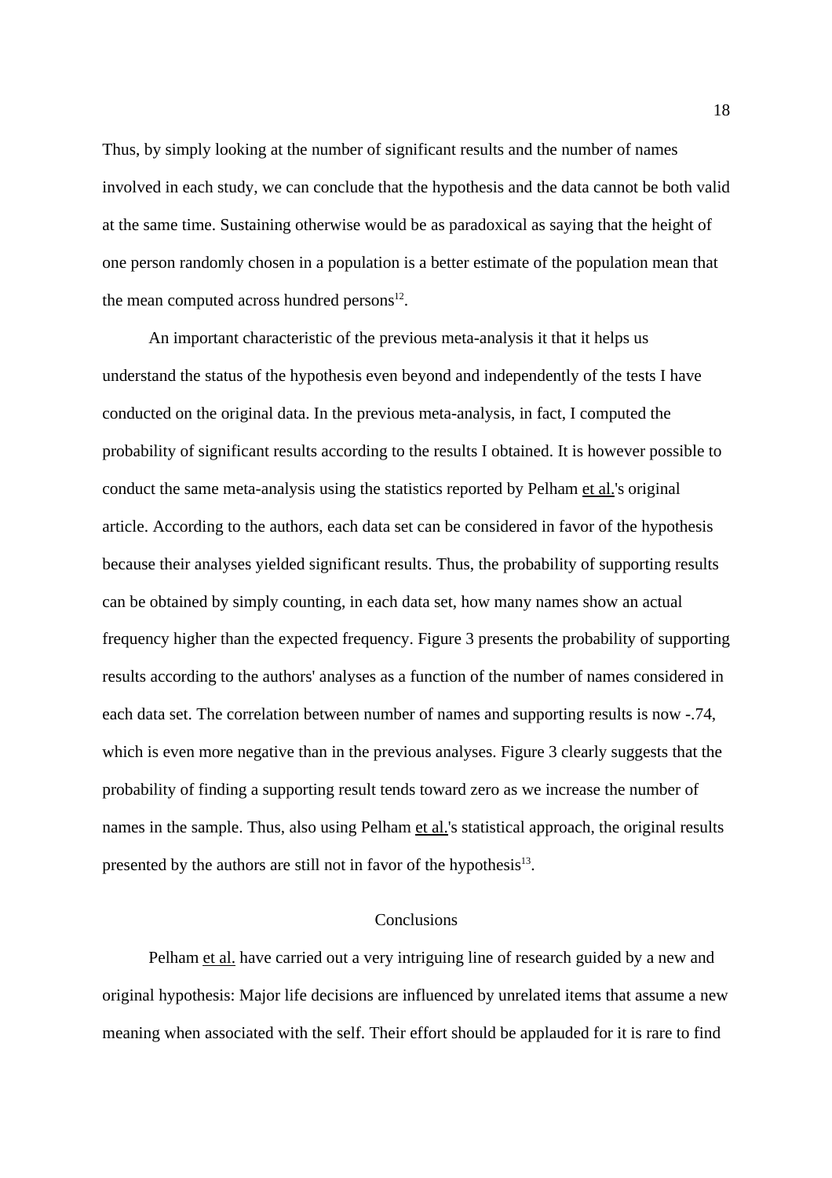Thus, by simply looking at the number of significant results and the number of names involved in each study, we can conclude that the hypothesis and the data cannot be both valid at the same time. Sustaining otherwise would be as paradoxical as saying that the height of one person randomly chosen in a population is a better estimate of the population mean that the mean computed across hundred persons[12].

An important characteristic of the previous meta-analysis it that it helps us understand the status of the hypothesis even beyond and independently of the tests I have conducted on the original data. In the previous meta-analysis, in fact, I computed the probability of significant results according to the results I obtained. It is however possible to conduct the same meta-analysis using the statistics reported by Pelham et al.'s original article. According to the authors, each data set can be considered in favor of the hypothesis because their analyses yielded significant results. Thus, the probability of supporting results can be obtained by simply counting, in each data set, how many names show an actual frequency higher than the expected frequency. Figure 3 presents the probability of supporting results according to the authors' analyses as a function of the number of names considered in each data set. The correlation between number of names and supporting results is now -.74, which is even more negative than in the previous analyses. Figure 3 clearly suggests that the probability of finding a supporting result tends toward zero as we increase the number of names in the sample. Thus, also using Pelham et al.'s statistical approach, the original results presented by the authors are still not in favor of the hypothesis[13].

## Conclusions

Pelham et al. have carried out a very intriguing line of research guided by a new and original hypothesis: Major life decisions are influenced by unrelated items that assume a new meaning when associated with the self. Their effort should be applauded for it is rare to find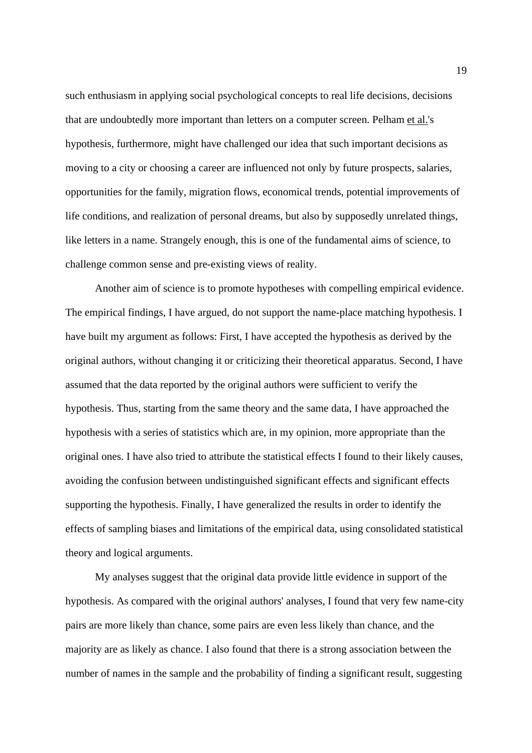such enthusiasm in applying social psychological concepts to real life decisions, decisions that are undoubtedly more important than letters on a computer screen. Pelham et al.'s hypothesis, furthermore, might have challenged our idea that such important decisions as moving to a city or choosing a career are influenced not only by future prospects, salaries, opportunities for the family, migration flows, economical trends, potential improvements of life conditions, and realization of personal dreams, but also by supposedly unrelated things, like letters in a name. Strangely enough, this is one of the fundamental aims of science, to challenge common sense and pre-existing views of reality.

Another aim of science is to promote hypotheses with compelling empirical evidence. The empirical findings, I have argued, do not support the name-place matching hypothesis. I have built my argument as follows: First, I have accepted the hypothesis as derived by the original authors, without changing it or criticizing their theoretical apparatus. Second, I have assumed that the data reported by the original authors were sufficient to verify the hypothesis. Thus, starting from the same theory and the same data, I have approached the hypothesis with a series of statistics which are, in my opinion, more appropriate than the original ones. I have also tried to attribute the statistical effects I found to their likely causes, avoiding the confusion between undistinguished significant effects and significant effects supporting the hypothesis. Finally, I have generalized the results in order to identify the effects of sampling biases and limitations of the empirical data, using consolidated statistical theory and logical arguments.

My analyses suggest that the original data provide little evidence in support of the hypothesis. As compared with the original authors' analyses, I found that very few name-city pairs are more likely than chance, some pairs are even less likely than chance, and the majority are as likely as chance. I also found that there is a strong association between the number of names in the sample and the probability of finding a significant result, suggesting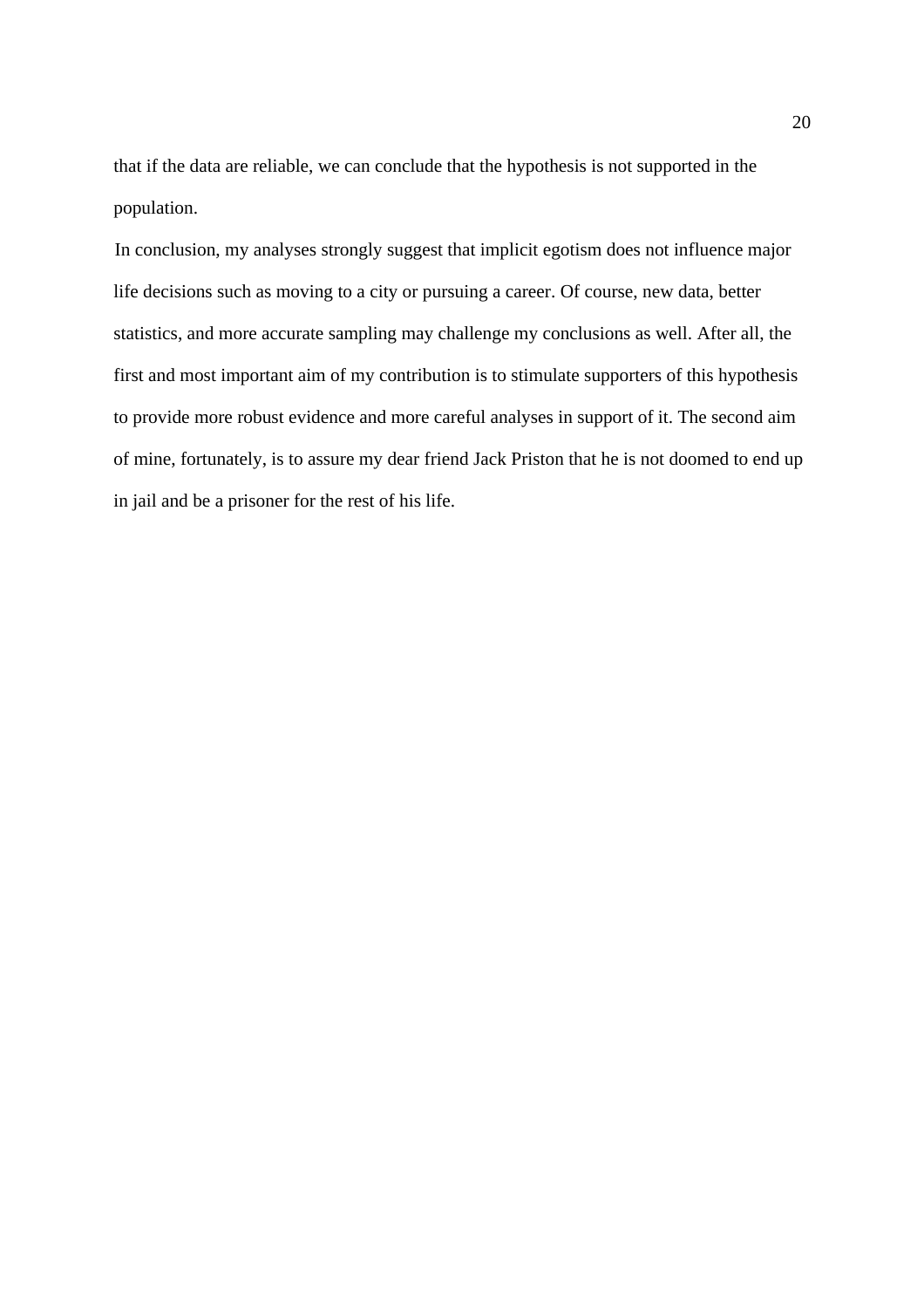that if the data are reliable, we can conclude that the hypothesis is not supported in the population.

In conclusion, my analyses strongly suggest that implicit egotism does not influence major life decisions such as moving to a city or pursuing a career. Of course, new data, better statistics, and more accurate sampling may challenge my conclusions as well. After all, the first and most important aim of my contribution is to stimulate supporters of this hypothesis to provide more robust evidence and more careful analyses in support of it. The second aim of mine, fortunately, is to assure my dear friend Jack Priston that he is not doomed to end up in jail and be a prisoner for the rest of his life.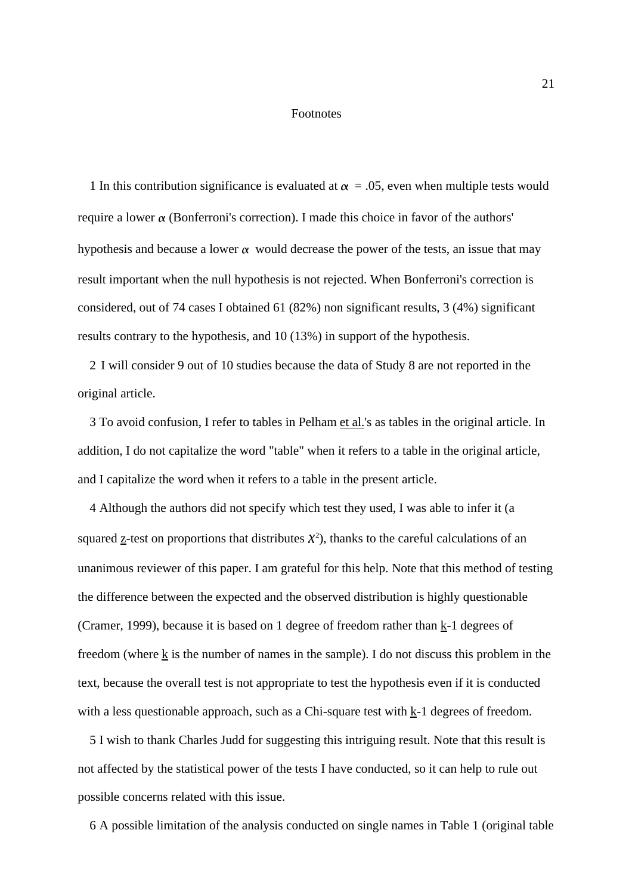# Footnotes

1 In this contribution significance is evaluated at $\alpha$ = .05, even when multiple tests would require a lower $\alpha$ (Bonferroni's correction). I made this choice in favor of the authors' hypothesis and because a lower $\alpha$ would decrease the power of the tests, an issue that may result important when the null hypothesis is not rejected. When Bonferroni's correction is considered, out of 74 cases I obtained 61 (82%) non significant results, 3 (4%) significant results contrary to the hypothesis, and 10 (13%) in support of the hypothesis.

2 I will consider 9 out of 10 studies because the data of Study 8 are not reported in the original article.

3 To avoid confusion, I refer to tables in Pelham et al.'s as tables in the original article. In addition, I do not capitalize the word "table" when it refers to a table in the original article, and I capitalize the word when it refers to a table in the present article.

4 Although the authors did not specify which test they used, I was able to infer it (a squared z-test on proportions that distributes $\chi^2$), thanks to the careful calculations of an unanimous reviewer of this paper. I am grateful for this help. Note that this method of testing the difference between the expected and the observed distribution is highly questionable (Cramer, 1999), because it is based on 1 degree of freedom rather than $k$-1 degrees of freedom (where $k$ is the number of names in the sample). I do not discuss this problem in the text, because the overall test is not appropriate to test the hypothesis even if it is conducted with a less questionable approach, such as a Chi-square test with $k$-1 degrees of freedom.

5 I wish to thank Charles Judd for suggesting this intriguing result. Note that this result is not affected by the statistical power of the tests I have conducted, so it can help to rule out possible concerns related with this issue.

6 A possible limitation of the analysis conducted on single names in Table 1 (original table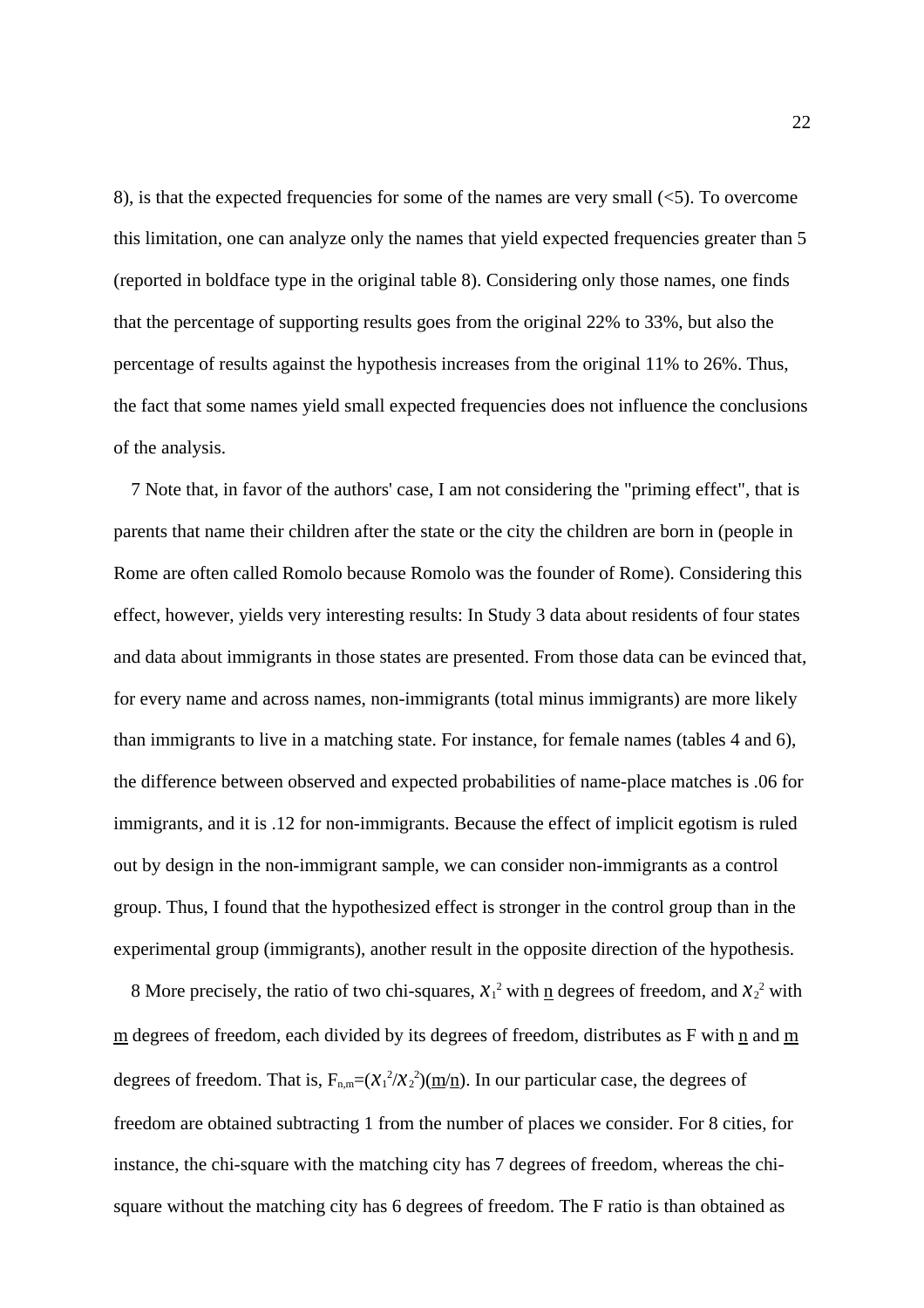8), is that the expected frequencies for some of the names are very small (<5). To overcome this limitation, one can analyze only the names that yield expected frequencies greater than 5 (reported in boldface type in the original table 8). Considering only those names, one finds that the percentage of supporting results goes from the original 22% to 33%, but also the percentage of results against the hypothesis increases from the original 11% to 26%. Thus, the fact that some names yield small expected frequencies does not influence the conclusions of the analysis.

7 Note that, in favor of the authors' case, I am not considering the "priming effect", that is parents that name their children after the state or the city the children are born in (people in Rome are often called Romolo because Romolo was the founder of Rome). Considering this effect, however, yields very interesting results: In Study 3 data about residents of four states and data about immigrants in those states are presented. From those data can be evinced that, for every name and across names, non-immigrants (total minus immigrants) are more likely than immigrants to live in a matching state. For instance, for female names (tables 4 and 6), the difference between observed and expected probabilities of name-place matches is .06 for immigrants, and it is .12 for non-immigrants. Because the effect of implicit egotism is ruled out by design in the non-immigrant sample, we can consider non-immigrants as a control group. Thus, I found that the hypothesized effect is stronger in the control group than in the experimental group (immigrants), another result in the opposite direction of the hypothesis.

8 More precisely, the ratio of two chi-squares, $\chi_1^2$ with n degrees of freedom, and $\chi_2^2$ with m degrees of freedom, each divided by its degrees of freedom, distributes as F with n and m degrees of freedom. That is, $F_{n,m}=(\chi_1^2/\chi_2^2)(m/n)$. In our particular case, the degrees of freedom are obtained subtracting 1 from the number of places we consider. For 8 cities, for instance, the chi-square with the matching city has 7 degrees of freedom, whereas the chi-square without the matching city has 6 degrees of freedom. The F ratio is than obtained as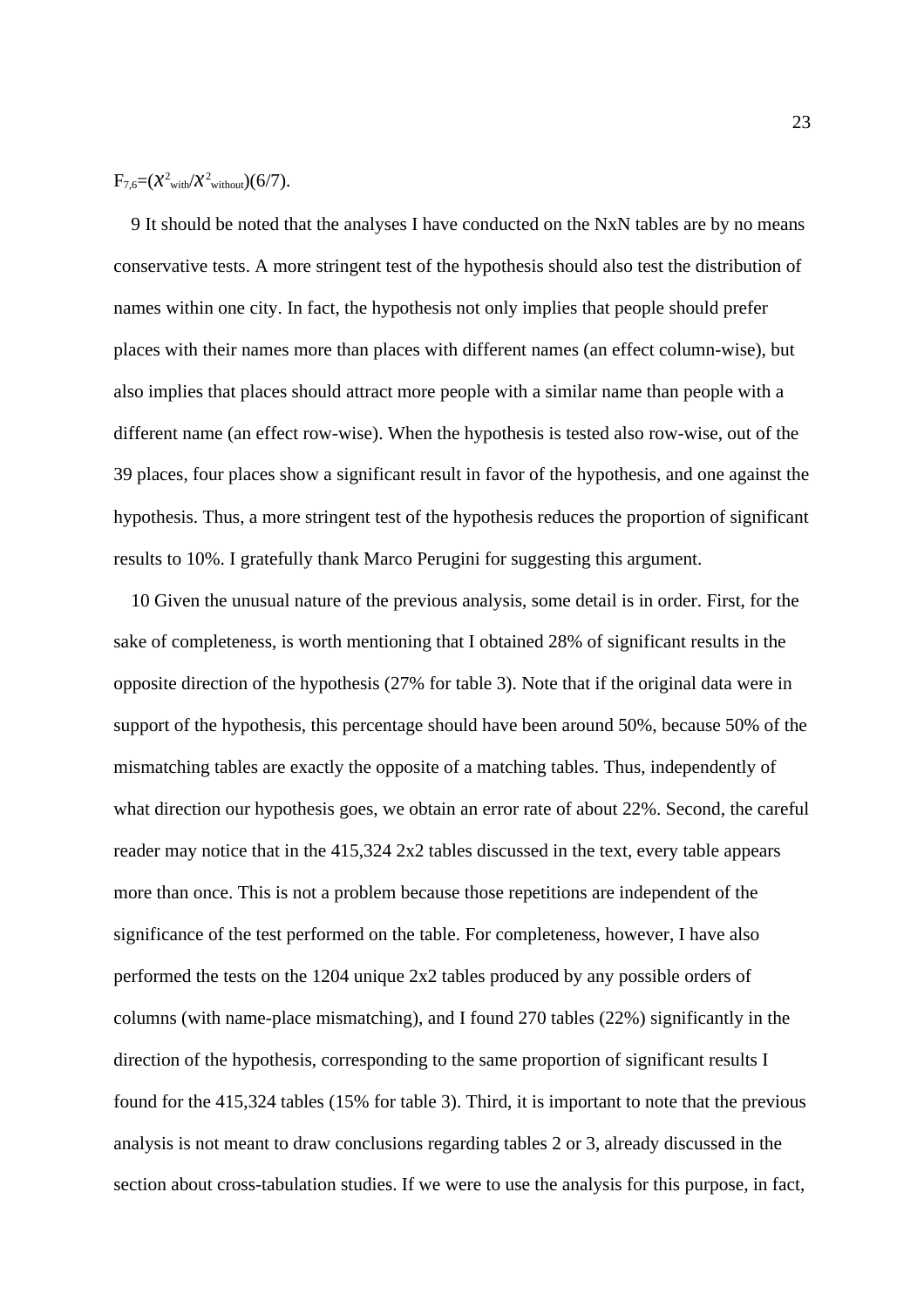$F_{7,6}=(\chi^2_{with}/\chi^2_{without})(6/7)$.

9 It should be noted that the analyses I have conducted on the NxN tables are by no means conservative tests. A more stringent test of the hypothesis should also test the distribution of names within one city. In fact, the hypothesis not only implies that people should prefer places with their names more than places with different names (an effect column-wise), but also implies that places should attract more people with a similar name than people with a different name (an effect row-wise). When the hypothesis is tested also row-wise, out of the 39 places, four places show a significant result in favor of the hypothesis, and one against the hypothesis. Thus, a more stringent test of the hypothesis reduces the proportion of significant results to 10%. I gratefully thank Marco Perugini for suggesting this argument.

10 Given the unusual nature of the previous analysis, some detail is in order. First, for the sake of completeness, is worth mentioning that I obtained 28% of significant results in the opposite direction of the hypothesis (27% for table 3). Note that if the original data were in support of the hypothesis, this percentage should have been around 50%, because 50% of the mismatching tables are exactly the opposite of a matching tables. Thus, independently of what direction our hypothesis goes, we obtain an error rate of about 22%. Second, the careful reader may notice that in the 415,324 2x2 tables discussed in the text, every table appears more than once. This is not a problem because those repetitions are independent of the significance of the test performed on the table. For completeness, however, I have also performed the tests on the 1204 unique 2x2 tables produced by any possible orders of columns (with name-place mismatching), and I found 270 tables (22%) significantly in the direction of the hypothesis, corresponding to the same proportion of significant results I found for the 415,324 tables (15% for table 3). Third, it is important to note that the previous analysis is not meant to draw conclusions regarding tables 2 or 3, already discussed in the section about cross-tabulation studies. If we were to use the analysis for this purpose, in fact,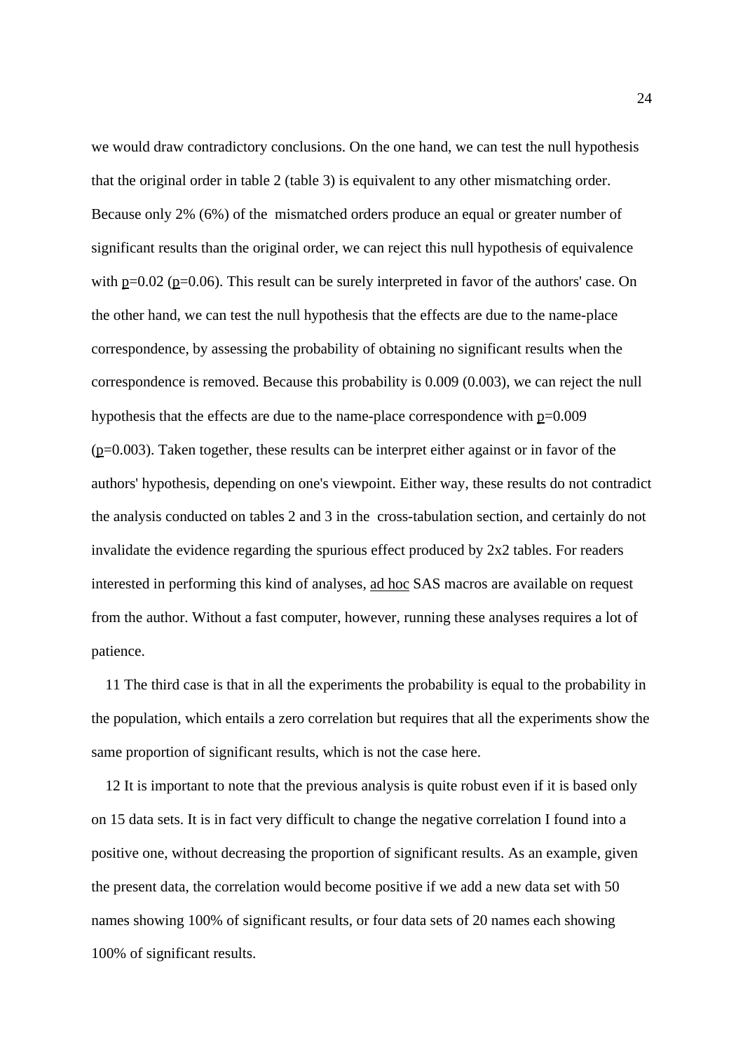we would draw contradictory conclusions. On the one hand, we can test the null hypothesis that the original order in table 2 (table 3) is equivalent to any other mismatching order. Because only 2% (6%) of the mismatched orders produce an equal or greater number of significant results than the original order, we can reject this null hypothesis of equivalence with $p$=0.02 ($p$=0.06). This result can be surely interpreted in favor of the authors' case. On the other hand, we can test the null hypothesis that the effects are due to the name-place correspondence, by assessing the probability of obtaining no significant results when the correspondence is removed. Because this probability is 0.009 (0.003), we can reject the null hypothesis that the effects are due to the name-place correspondence with $p$=0.009 ($p$=0.003). Taken together, these results can be interpret either against or in favor of the authors' hypothesis, depending on one's viewpoint. Either way, these results do not contradict the analysis conducted on tables 2 and 3 in the cross-tabulation section, and certainly do not invalidate the evidence regarding the spurious effect produced by 2x2 tables. For readers interested in performing this kind of analyses, _ad hoc_ SAS macros are available on request from the author. Without a fast computer, however, running these analyses requires a lot of patience.

11 The third case is that in all the experiments the probability is equal to the probability in the population, which entails a zero correlation but requires that all the experiments show the same proportion of significant results, which is not the case here.

12 It is important to note that the previous analysis is quite robust even if it is based only on 15 data sets. It is in fact very difficult to change the negative correlation I found into a positive one, without decreasing the proportion of significant results. As an example, given the present data, the correlation would become positive if we add a new data set with 50 names showing 100% of significant results, or four data sets of 20 names each showing 100% of significant results.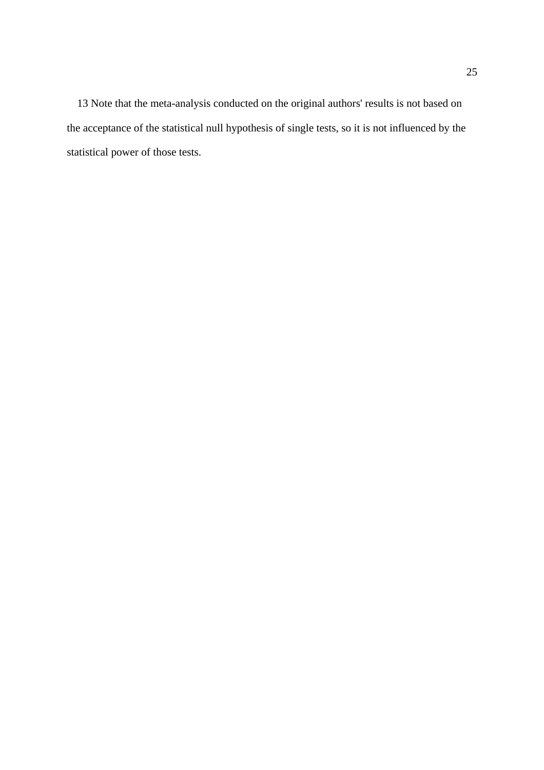13 Note that the meta-analysis conducted on the original authors' results is not based on the acceptance of the statistical null hypothesis of single tests, so it is not influenced by the statistical power of those tests.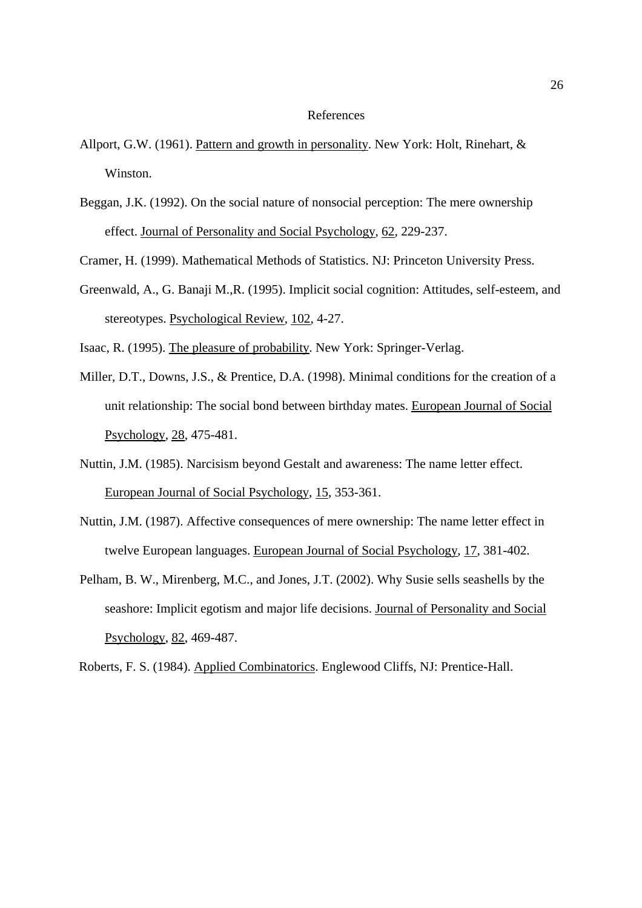# References

Allport, G.W. (1961). Pattern and growth in personality. New York: Holt, Rinehart, & Winston.

Beggan, J.K. (1992). On the social nature of nonsocial perception: The mere ownership effect. Journal of Personality and Social Psychology, 62, 229-237.

Cramer, H. (1999). Mathematical Methods of Statistics. NJ: Princeton University Press.

Greenwald, A., G. Banaji M.,R. (1995). Implicit social cognition: Attitudes, self-esteem, and stereotypes. Psychological Review, 102, 4-27.

Isaac, R. (1995). The pleasure of probability. New York: Springer-Verlag.

Miller, D.T., Downs, J.S., & Prentice, D.A. (1998). Minimal conditions for the creation of a unit relationship: The social bond between birthday mates. European Journal of Social Psychology, 28, 475-481.

Nuttin, J.M. (1985). Narcisism beyond Gestalt and awareness: The name letter effect. European Journal of Social Psychology, 15, 353-361.

Nuttin, J.M. (1987). Affective consequences of mere ownership: The name letter effect in twelve European languages. European Journal of Social Psychology, 17, 381-402.

Pelham, B. W., Mirenberg, M.C., and Jones, J.T. (2002). Why Susie sells seashells by the seashore: Implicit egotism and major life decisions. Journal of Personality and Social Psychology, 82, 469-487.

Roberts, F. S. (1984). Applied Combinatorics. Englewood Cliffs, NJ: Prentice-Hall.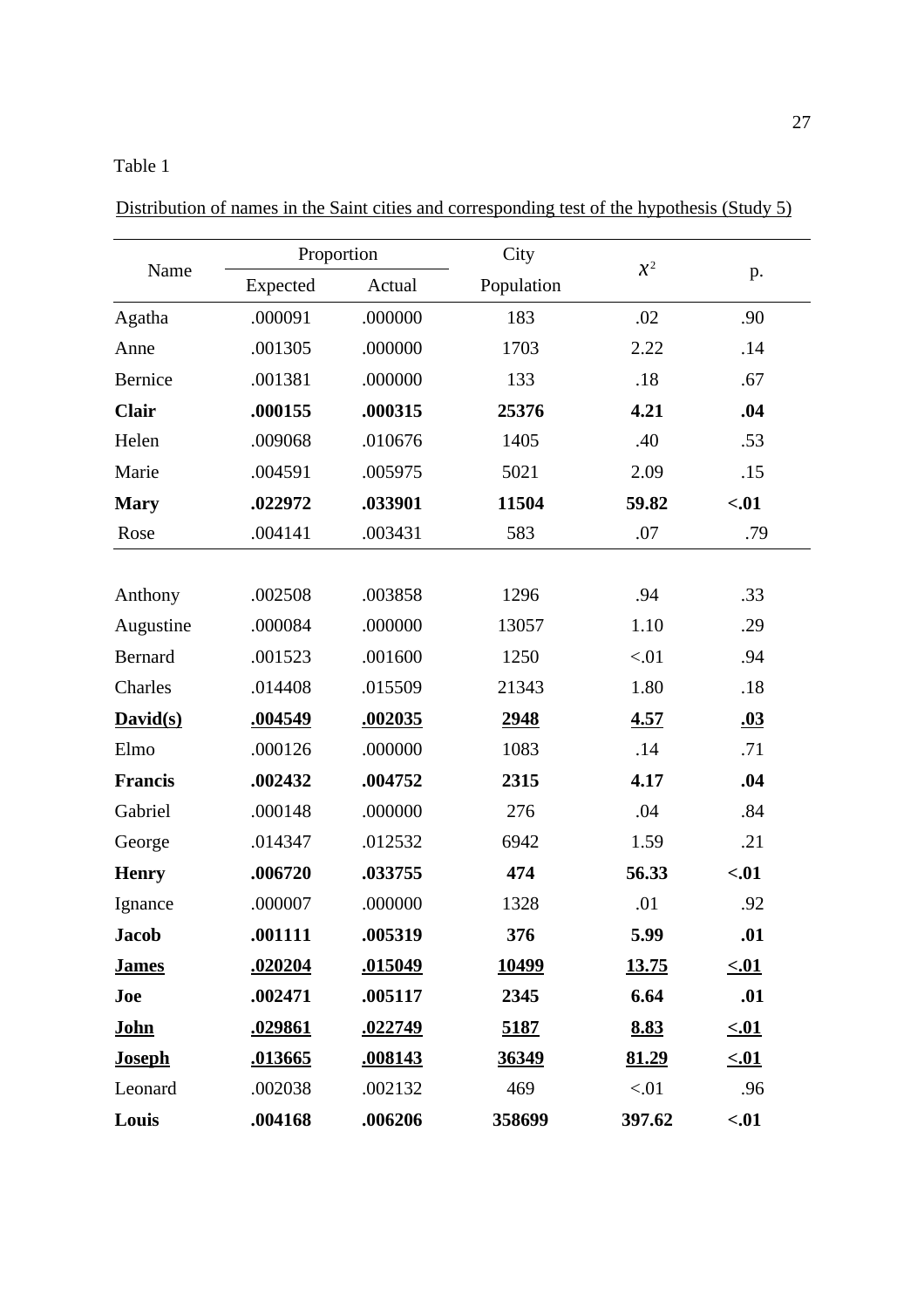Table 1

Distribution of names in the Saint cities and corresponding test of the hypothesis (Study 5)

| Name | Proportion | | City | $\chi^2$ | p. |
|---|---|---|---|---|---|
| | Expected | Actual | Population | | |
| Agatha | .000091 | .000000 | 183 | .02 | .90 |
| Anne | .001305 | .000000 | 1703 | 2.22 | .14 |
| Bernice | .001381 | .000000 | 133 | .18 | .67 |
| **Clair** | **.000155** | **.000315** | **25376** | **4.21** | **.04** |
| Helen | .009068 | .010676 | 1405 | .40 | .53 |
| Marie | .004591 | .005975 | 5021 | 2.09 | .15 |
| **Mary** | **.022972** | **.033901** | **11504** | **59.82** | **<.01** |
| Rose | .004141 | .003431 | 583 | .07 | .79 |
| | | | | | |
| Anthony | .002508 | .003858 | 1296 | .94 | .33 |
| Augustine | .000084 | .000000 | 13057 | 1.10 | .29 |
| Bernard | .001523 | .001600 | 1250 | <.01 | .94 |
| Charles | .014408 | .015509 | 21343 | 1.80 | .18 |
| **<u>David(s)</u>** | **<u>.004549</u>** | **<u>.002035</u>** | **<u>2948</u>** | **<u>4.57</u>** | **<u>.03</u>** |
| Elmo | .000126 | .000000 | 1083 | .14 | .71 |
| **Francis** | **.002432** | **.004752** | **2315** | **4.17** | **.04** |
| Gabriel | .000148 | .000000 | 276 | .04 | .84 |
| George | .014347 | .012532 | 6942 | 1.59 | .21 |
| **Henry** | **.006720** | **.033755** | **474** | **56.33** | **<.01** |
| Ignance | .000007 | .000000 | 1328 | .01 | .92 |
| **Jacob** | **.001111** | **.005319** | **376** | **5.99** | **.01** |
| **<u>James</u>** | **<u>.020204</u>** | **<u>.015049</u>** | **<u>10499</u>** | **<u>13.75</u>** | **<u><.01</u>** |
| **Joe** | **.002471** | **.005117** | **2345** | **6.64** | **.01** |
| **<u>John</u>** | **<u>.029861</u>** | **<u>.022749</u>** | **<u>5187</u>** | **<u>8.83</u>** | **<u><.01</u>** |
| **<u>Joseph</u>** | **<u>.013665</u>** | **<u>.008143</u>** | **<u>36349</u>** | **<u>81.29</u>** | **<u><.01</u>** |
| Leonard | .002038 | .002132 | 469 | <.01 | .96 |
| **Louis** | **.004168** | **.006206** | **358699** | **397.62** | **<.01** |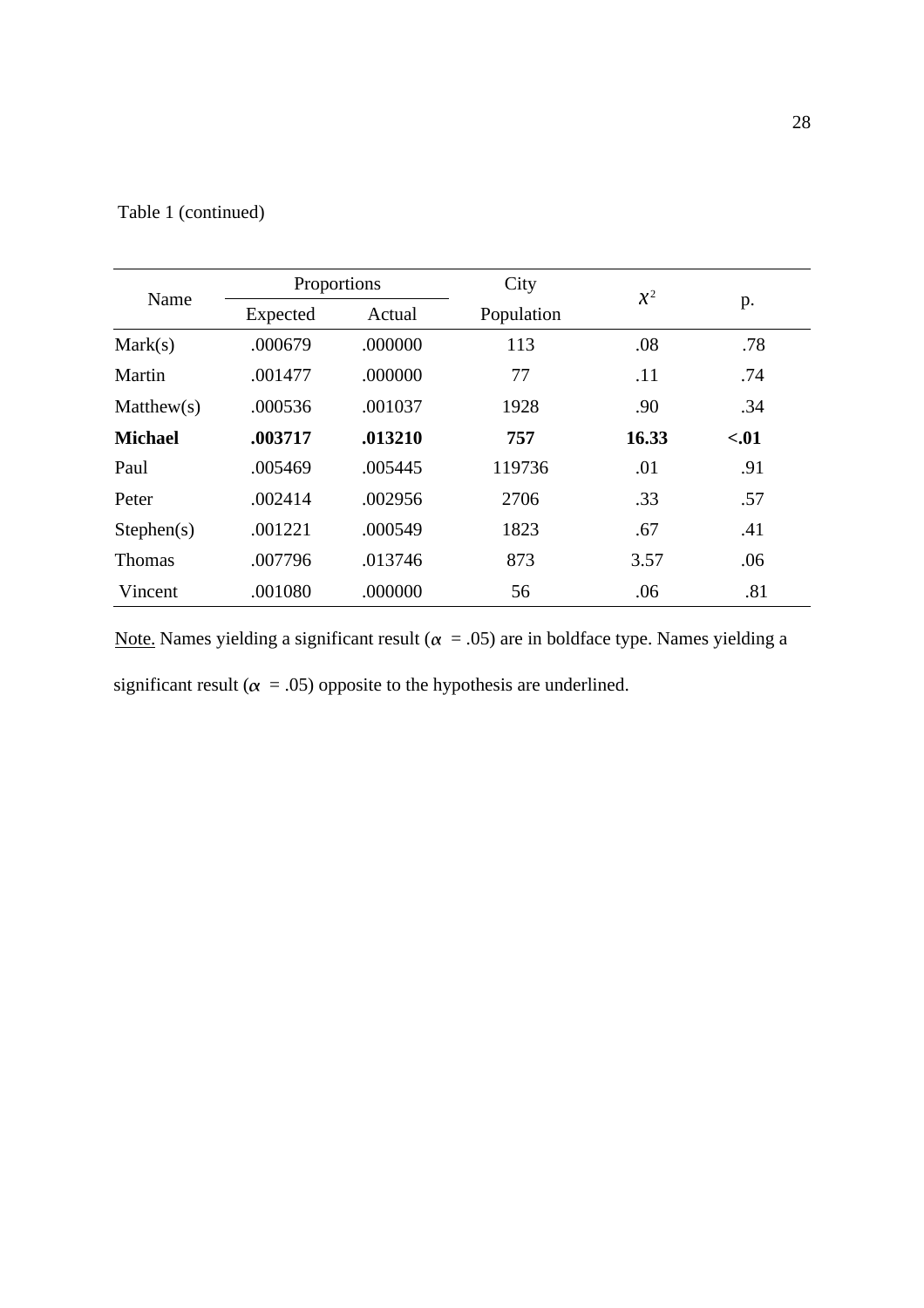Table 1 (continued)

| Name | Proportions | | City | $\chi^2$ | p. |
|---|---|---|---|---|---|
| | Expected | Actual | Population | | |
| Mark(s) | .000679 | .000000 | 113 | .08 | .78 |
| Martin | .001477 | .000000 | 77 | .11 | .74 |
| Matthew(s) | .000536 | .001037 | 1928 | .90 | .34 |
| **Michael** | **.003717** | **.013210** | **757** | **16.33** | **<.01** |
| Paul | .005469 | .005445 | 119736 | .01 | .91 |
| Peter | .002414 | .002956 | 2706 | .33 | .57 |
| Stephen(s) | .001221 | .000549 | 1823 | .67 | .41 |
| Thomas | .007796 | .013746 | 873 | 3.57 | .06 |
| Vincent | .001080 | .000000 | 56 | .06 | .81 |

Note. Names yielding a significant result ($\alpha$ = .05) are in boldface type. Names yielding a significant result ($\alpha$ = .05) opposite to the hypothesis are underlined.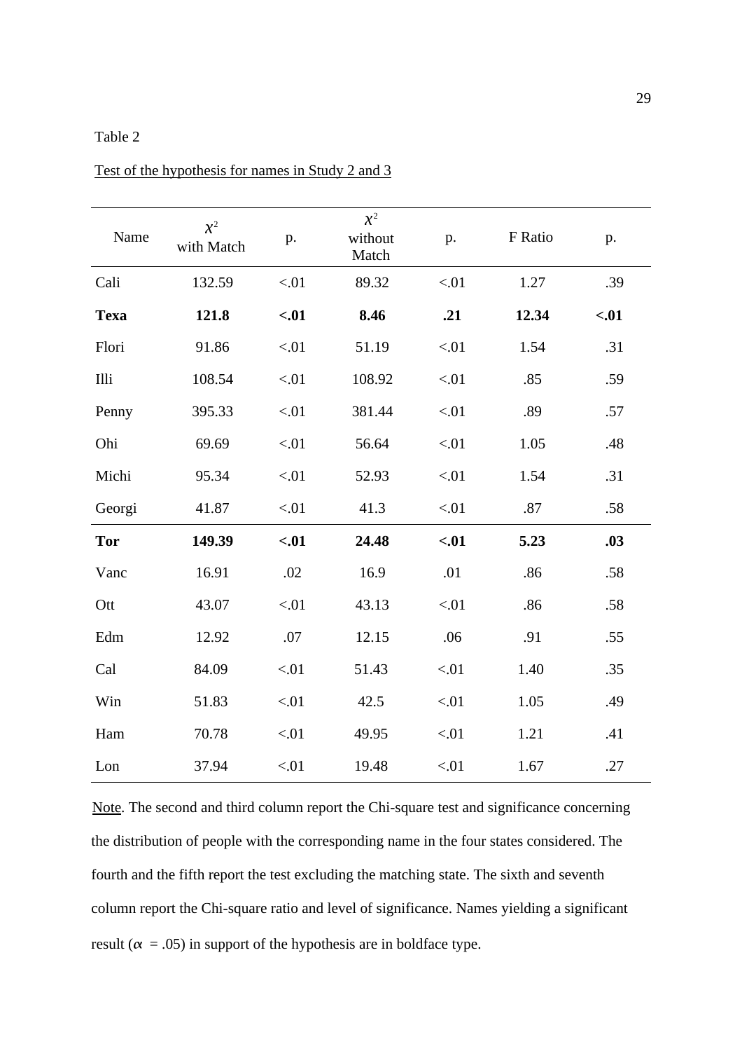Table 2

Test of the hypothesis for names in Study 2 and 3

| Name | $\chi^2$ with Match | p. | $\chi^2$ without Match | p. | F Ratio | p. |
|---|---|---|---|---|---|---|
| Cali | 132.59 | <.01 | 89.32 | <.01 | 1.27 | .39 |
| **Texa** | **121.8** | **<.01** | **8.46** | **.21** | **12.34** | **<.01** |
| Flori | 91.86 | <.01 | 51.19 | <.01 | 1.54 | .31 |
| Illi | 108.54 | <.01 | 108.92 | <.01 | .85 | .59 |
| Penny | 395.33 | <.01 | 381.44 | <.01 | .89 | .57 |
| Ohi | 69.69 | <.01 | 56.64 | <.01 | 1.05 | .48 |
| Michi | 95.34 | <.01 | 52.93 | <.01 | 1.54 | .31 |
| Georgi | 41.87 | <.01 | 41.3 | <.01 | .87 | .58 |
| **Tor** | **149.39** | **<.01** | **24.48** | **<.01** | **5.23** | **.03** |
| Vanc | 16.91 | .02 | 16.9 | .01 | .86 | .58 |
| Ott | 43.07 | <.01 | 43.13 | <.01 | .86 | .58 |
| Edm | 12.92 | .07 | 12.15 | .06 | .91 | .55 |
| Cal | 84.09 | <.01 | 51.43 | <.01 | 1.40 | .35 |
| Win | 51.83 | <.01 | 42.5 | <.01 | 1.05 | .49 |
| Ham | 70.78 | <.01 | 49.95 | <.01 | 1.21 | .41 |
| Lon | 37.94 | <.01 | 19.48 | <.01 | 1.67 | .27 |

Note. The second and third column report the Chi-square test and significance concerning the distribution of people with the corresponding name in the four states considered. The fourth and the fifth report the test excluding the matching state. The sixth and seventh column report the Chi-square ratio and level of significance. Names yielding a significant result ($\alpha$ = .05) in support of the hypothesis are in boldface type.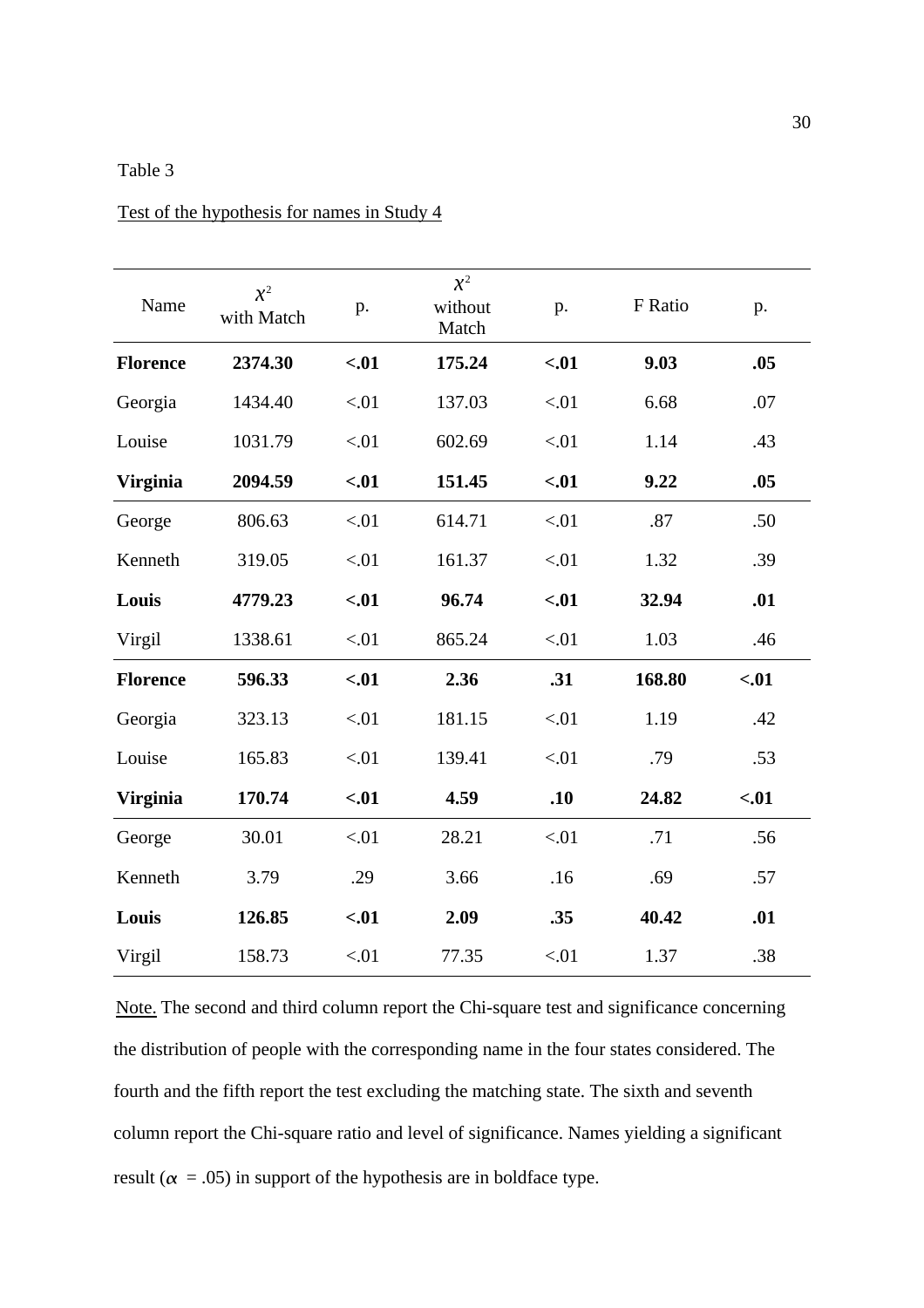Table 3

Test of the hypothesis for names in Study 4

| Name | $\chi^2$ with Match | p. | $\chi^2$ without Match | p. | F Ratio | p. |
|---|---|---|---|---|---|---|
| **Florence** | **2374.30** | **<.01** | **175.24** | **<.01** | **9.03** | **.05** |
| Georgia | 1434.40 | <.01 | 137.03 | <.01 | 6.68 | .07 |
| Louise | 1031.79 | <.01 | 602.69 | <.01 | 1.14 | .43 |
| **Virginia** | **2094.59** | **<.01** | **151.45** | **<.01** | **9.22** | **.05** |
| George | 806.63 | <.01 | 614.71 | <.01 | .87 | .50 |
| Kenneth | 319.05 | <.01 | 161.37 | <.01 | 1.32 | .39 |
| **Louis** | **4779.23** | **<.01** | **96.74** | **<.01** | **32.94** | **.01** |
| Virgil | 1338.61 | <.01 | 865.24 | <.01 | 1.03 | .46 |
| **Florence** | **596.33** | **<.01** | **2.36** | **.31** | **168.80** | **<.01** |
| Georgia | 323.13 | <.01 | 181.15 | <.01 | 1.19 | .42 |
| Louise | 165.83 | <.01 | 139.41 | <.01 | .79 | .53 |
| **Virginia** | **170.74** | **<.01** | **4.59** | **.10** | **24.82** | **<.01** |
| George | 30.01 | <.01 | 28.21 | <.01 | .71 | .56 |
| Kenneth | 3.79 | .29 | 3.66 | .16 | .69 | .57 |
| **Louis** | **126.85** | **<.01** | **2.09** | **.35** | **40.42** | **.01** |
| Virgil | 158.73 | <.01 | 77.35 | <.01 | 1.37 | .38 |

Note. The second and third column report the Chi-square test and significance concerning the distribution of people with the corresponding name in the four states considered. The fourth and the fifth report the test excluding the matching state. The sixth and seventh column report the Chi-square ratio and level of significance. Names yielding a significant result ($\alpha$ = .05) in support of the hypothesis are in boldface type.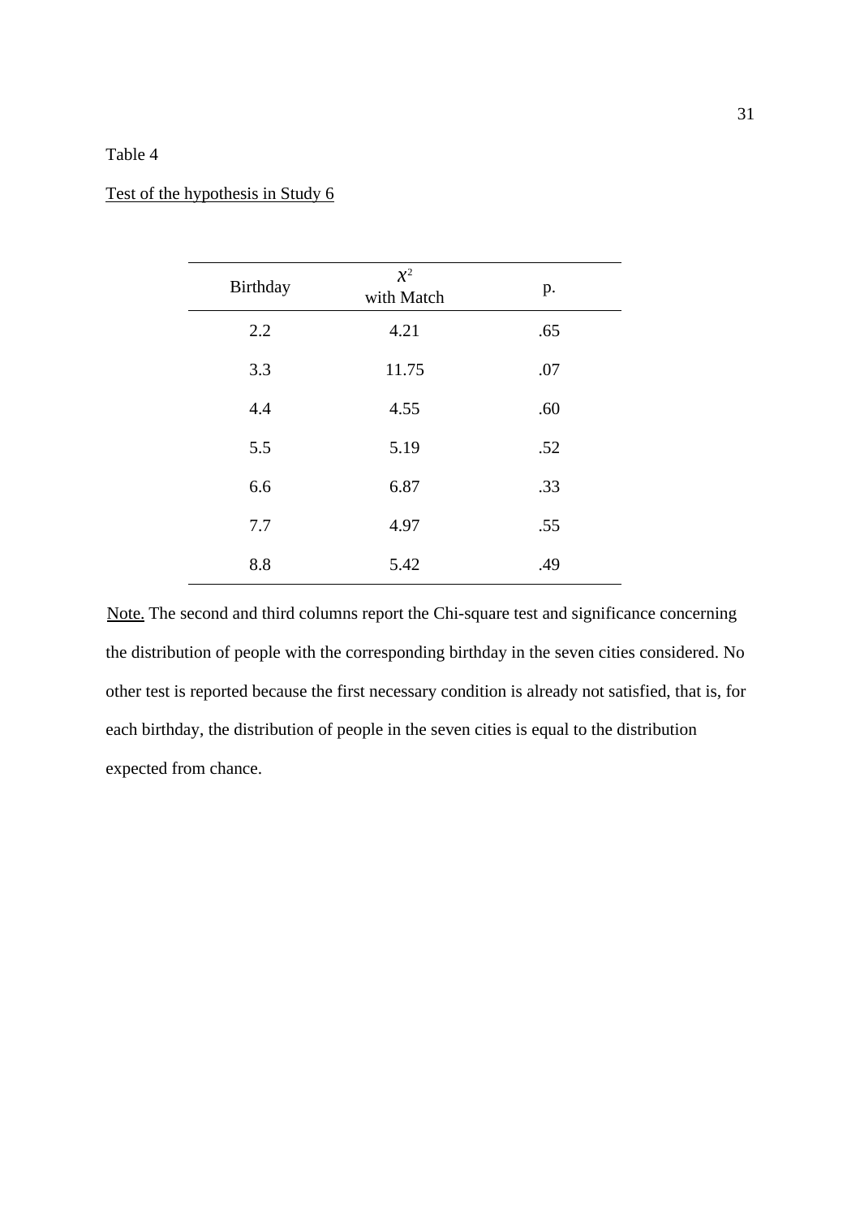Table 4

Test of the hypothesis in Study 6

| Birthday | $\chi^2$ with Match | p. |
|---|---|---|
| 2.2 | 4.21 | .65 |
| 3.3 | 11.75 | .07 |
| 4.4 | 4.55 | .60 |
| 5.5 | 5.19 | .52 |
| 6.6 | 6.87 | .33 |
| 7.7 | 4.97 | .55 |
| 8.8 | 5.42 | .49 |

Note. The second and third columns report the Chi-square test and significance concerning the distribution of people with the corresponding birthday in the seven cities considered. No other test is reported because the first necessary condition is already not satisfied, that is, for each birthday, the distribution of people in the seven cities is equal to the distribution expected from chance.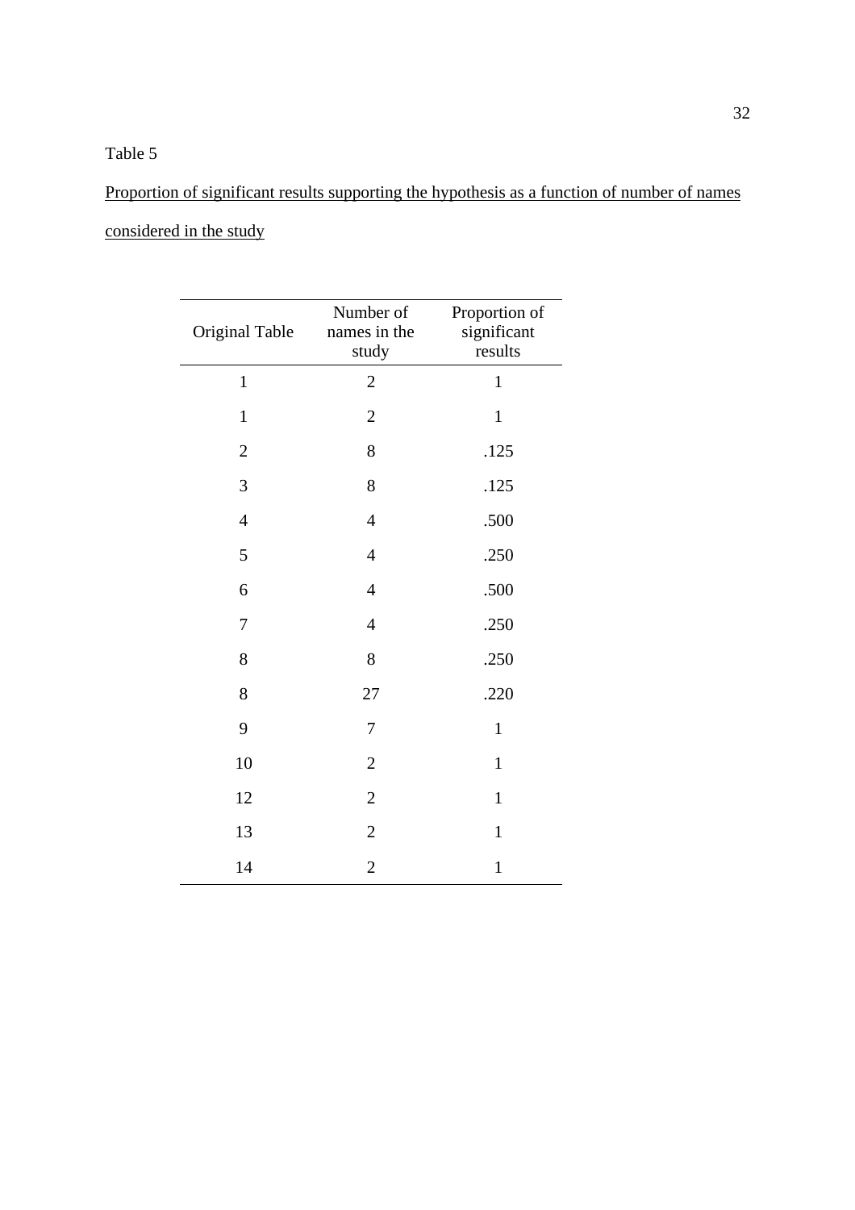Table 5

Proportion of significant results supporting the hypothesis as a function of number of names considered in the study

| Original Table | Number of names in the study | Proportion of significant results |
|---|---|---|
| 1 | 2 | 1 |
| 1 | 2 | 1 |
| 2 | 8 | .125 |
| 3 | 8 | .125 |
| 4 | 4 | .500 |
| 5 | 4 | .250 |
| 6 | 4 | .500 |
| 7 | 4 | .250 |
| 8 | 8 | .250 |
| 8 | 27 | .220 |
| 9 | 7 | 1 |
| 10 | 2 | 1 |
| 12 | 2 | 1 |
| 13 | 2 | 1 |
| 14 | 2 | 1 |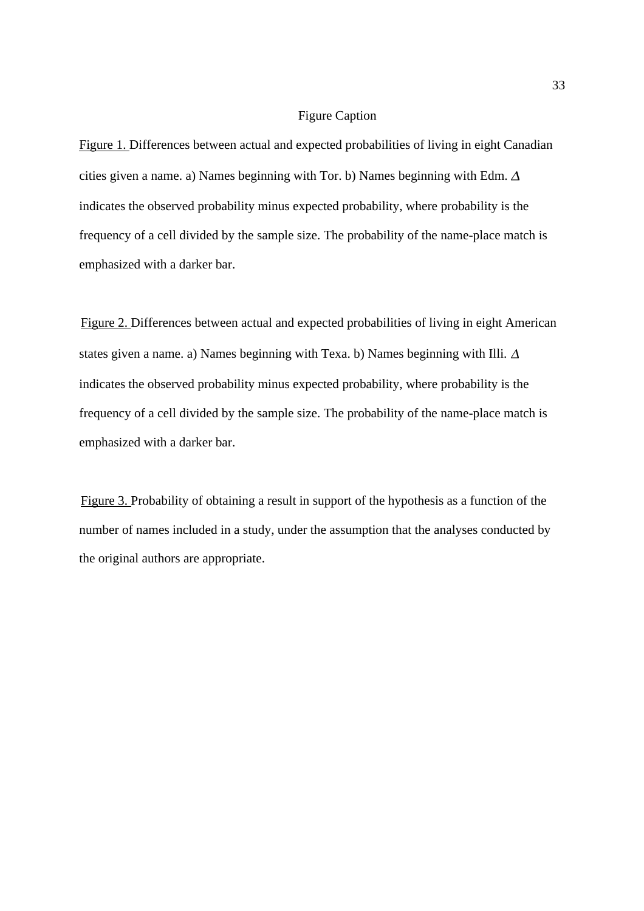Figure Caption

Figure 1. Differences between actual and expected probabilities of living in eight Canadian cities given a name. a) Names beginning with Tor. b) Names beginning with Edm. $\Delta$ indicates the observed probability minus expected probability, where probability is the frequency of a cell divided by the sample size. The probability of the name-place match is emphasized with a darker bar.

Figure 2. Differences between actual and expected probabilities of living in eight American states given a name. a) Names beginning with Texa. b) Names beginning with Illi. $\Delta$ indicates the observed probability minus expected probability, where probability is the frequency of a cell divided by the sample size. The probability of the name-place match is emphasized with a darker bar.

Figure 3. Probability of obtaining a result in support of the hypothesis as a function of the number of names included in a study, under the assumption that the analyses conducted by the original authors are appropriate.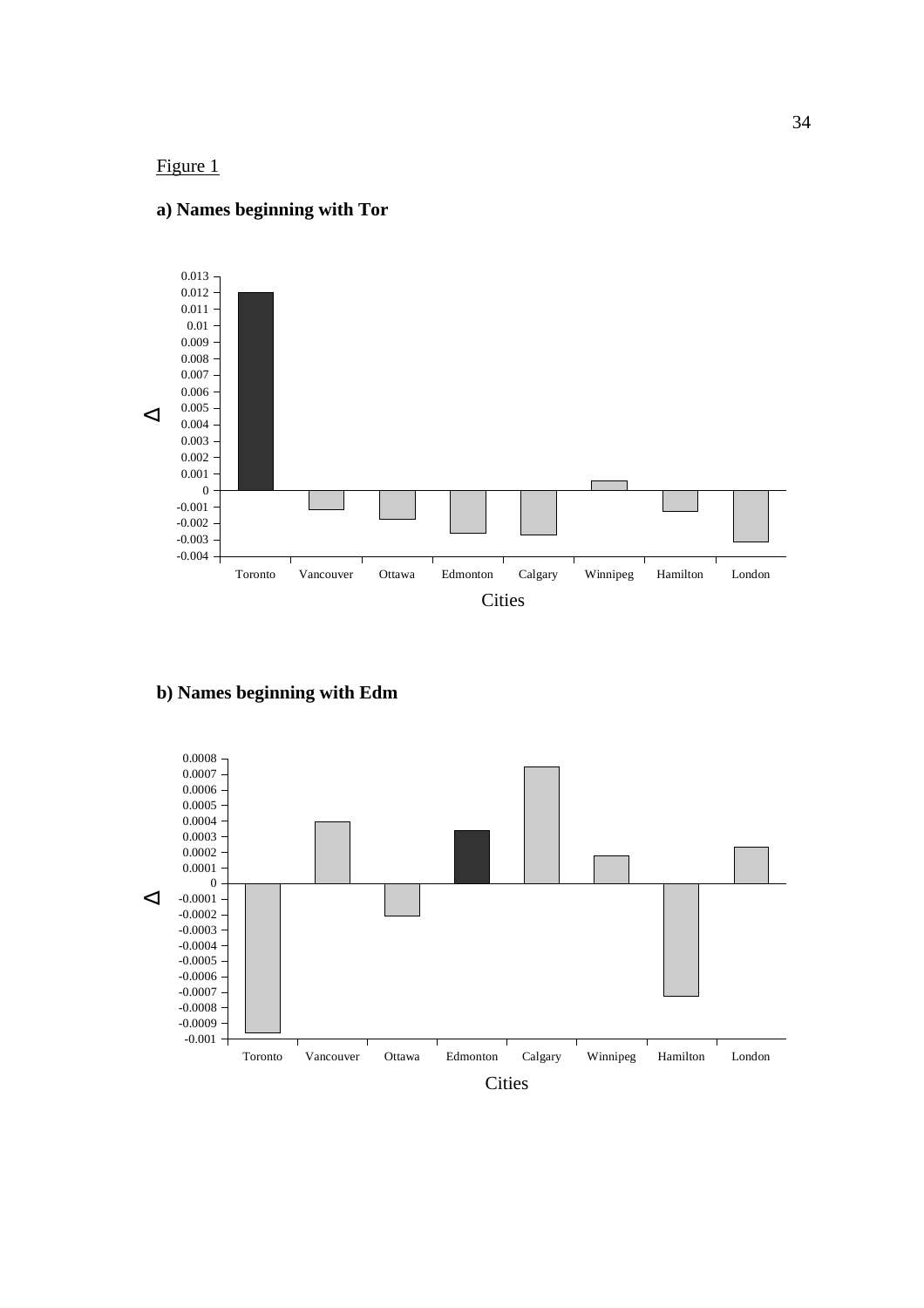Figure 1

**a) Names beginning with Tor**

**b) Names beginning with Edm**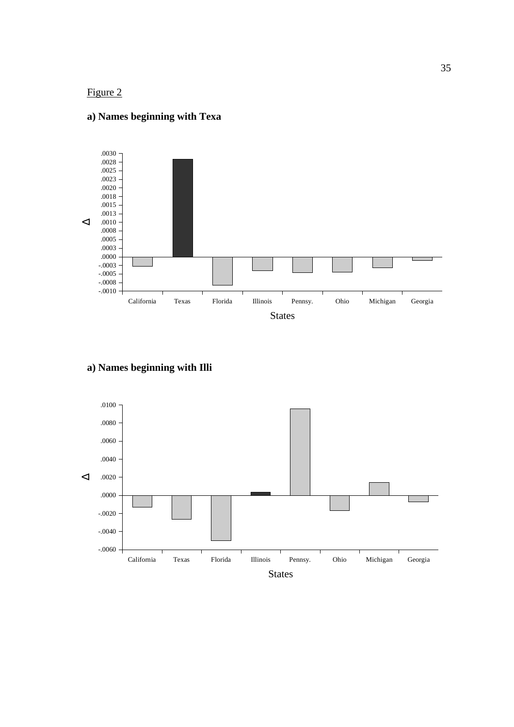Figure 2

**a) Names beginning with Texa**

**a) Names beginning with Illi**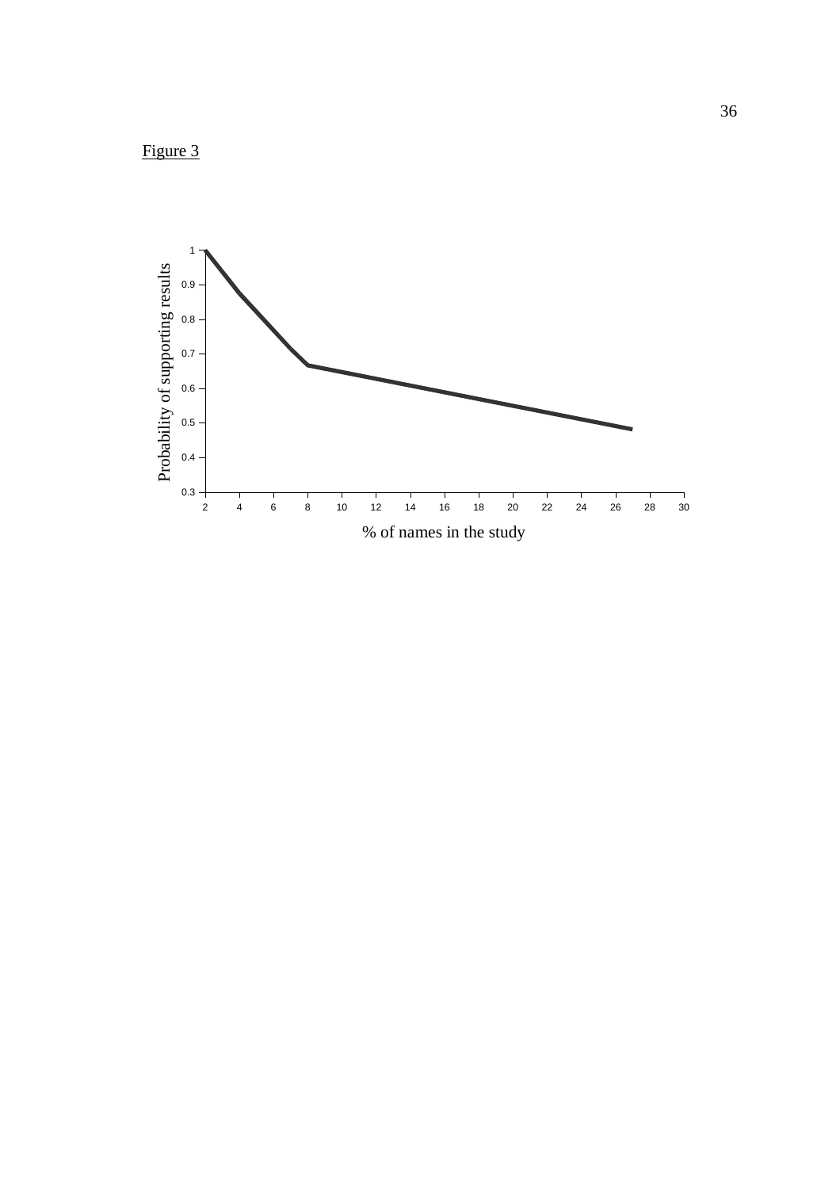Figure 3

Probability of supporting results

1
0.9
0.8
0.7
0.6
0.5
0.4
0.3

2 4 6 8 10 12 14 16 18 20 22 24 26 28 30

% of names in the study